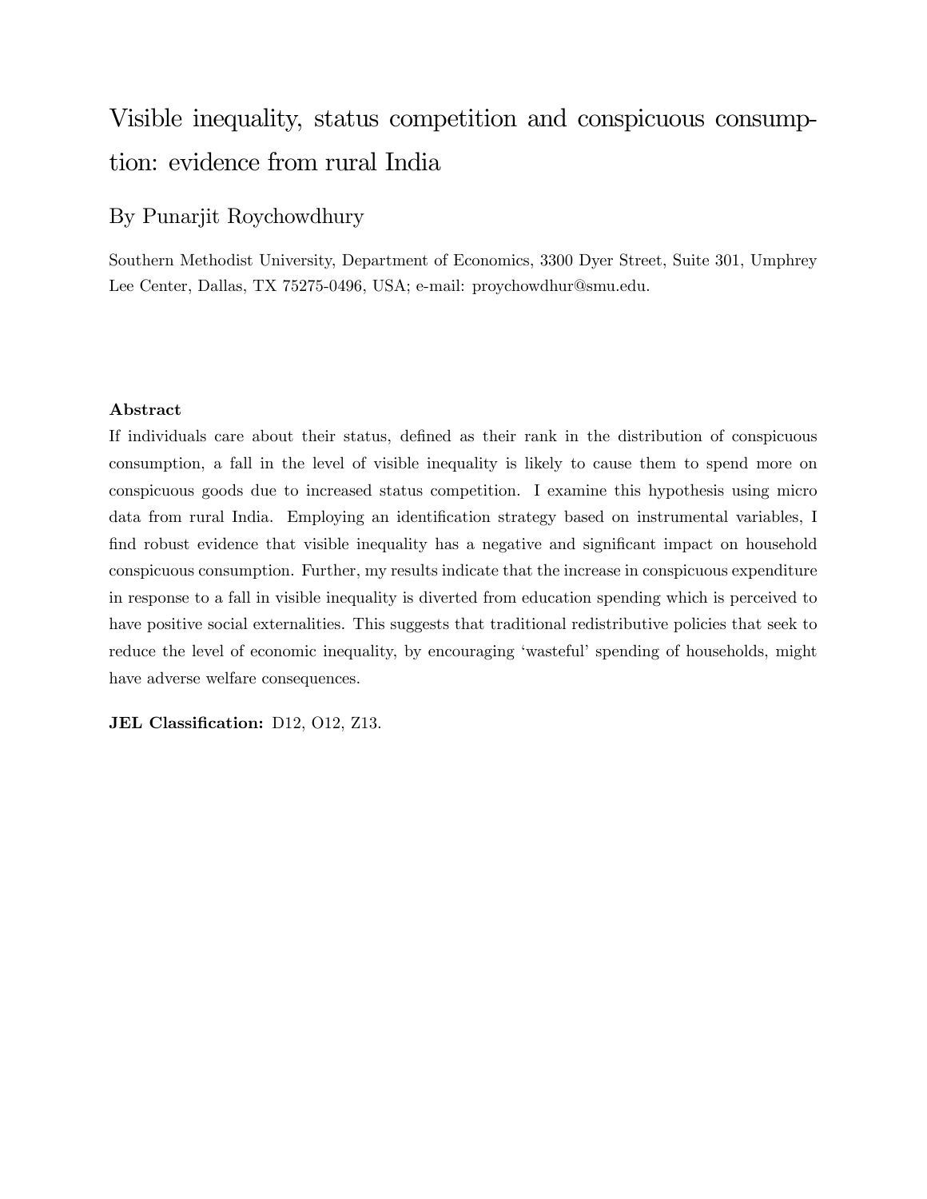# Visible inequality, status competition and conspicuous consumption: evidence from rural India

By Punarjit Roychowdhury

Southern Methodist University, Department of Economics, 3300 Dyer Street, Suite 301, Umphrey Lee Center, Dallas, TX 75275-0496, USA; e-mail: proychowdhur@smu.edu.

**Abstract**

If individuals care about their status, defined as their rank in the distribution of conspicuous consumption, a fall in the level of visible inequality is likely to cause them to spend more on conspicuous goods due to increased status competition. I examine this hypothesis using micro data from rural India. Employing an identification strategy based on instrumental variables, I find robust evidence that visible inequality has a negative and significant impact on household conspicuous consumption. Further, my results indicate that the increase in conspicuous expenditure in response to a fall in visible inequality is diverted from education spending which is perceived to have positive social externalities. This suggests that traditional redistributive policies that seek to reduce the level of economic inequality, by encouraging 'wasteful' spending of households, might have adverse welfare consequences.

**JEL Classification:** D12, O12, Z13.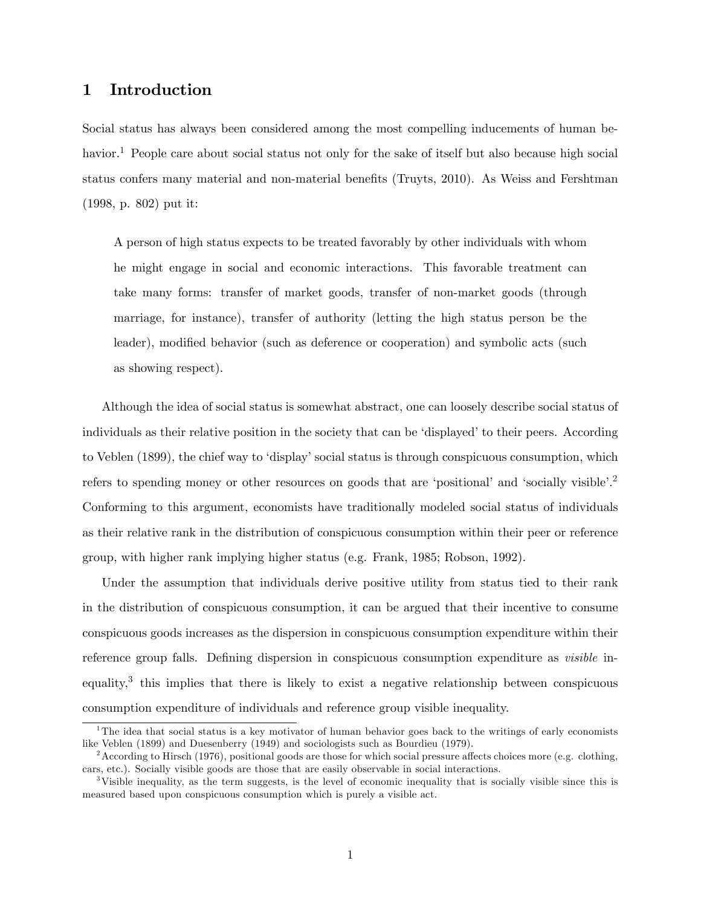# 1 Introduction

Social status has always been considered among the most compelling inducements of human behavior.[1] People care about social status not only for the sake of itself but also because high social status confers many material and non-material benefits (Truyts, 2010). As Weiss and Fershtman (1998, p. 802) put it:

> A person of high status expects to be treated favorably by other individuals with whom he might engage in social and economic interactions. This favorable treatment can take many forms: transfer of market goods, transfer of non-market goods (through marriage, for instance), transfer of authority (letting the high status person be the leader), modified behavior (such as deference or cooperation) and symbolic acts (such as showing respect).

Although the idea of social status is somewhat abstract, one can loosely describe social status of individuals as their relative position in the society that can be 'displayed' to their peers. According to Veblen (1899), the chief way to 'display' social status is through conspicuous consumption, which refers to spending money or other resources on goods that are 'positional' and 'socially visible'.[2] Conforming to this argument, economists have traditionally modeled social status of individuals as their relative rank in the distribution of conspicuous consumption within their peer or reference group, with higher rank implying higher status (e.g. Frank, 1985; Robson, 1992).

Under the assumption that individuals derive positive utility from status tied to their rank in the distribution of conspicuous consumption, it can be argued that their incentive to consume conspicuous goods increases as the dispersion in conspicuous consumption expenditure within their reference group falls. Defining dispersion in conspicuous consumption expenditure as *visible* inequality,[3] this implies that there is likely to exist a negative relationship between conspicuous consumption expenditure of individuals and reference group visible inequality.

[1] The idea that social status is a key motivator of human behavior goes back to the writings of early economists like Veblen (1899) and Duesenberry (1949) and sociologists such as Bourdieu (1979).

[2] According to Hirsch (1976), positional goods are those for which social pressure affects choices more (e.g. clothing, cars, etc.). Socially visible goods are those that are easily observable in social interactions.

[3] Visible inequality, as the term suggests, is the level of economic inequality that is socially visible since this is measured based upon conspicuous consumption which is purely a visible act.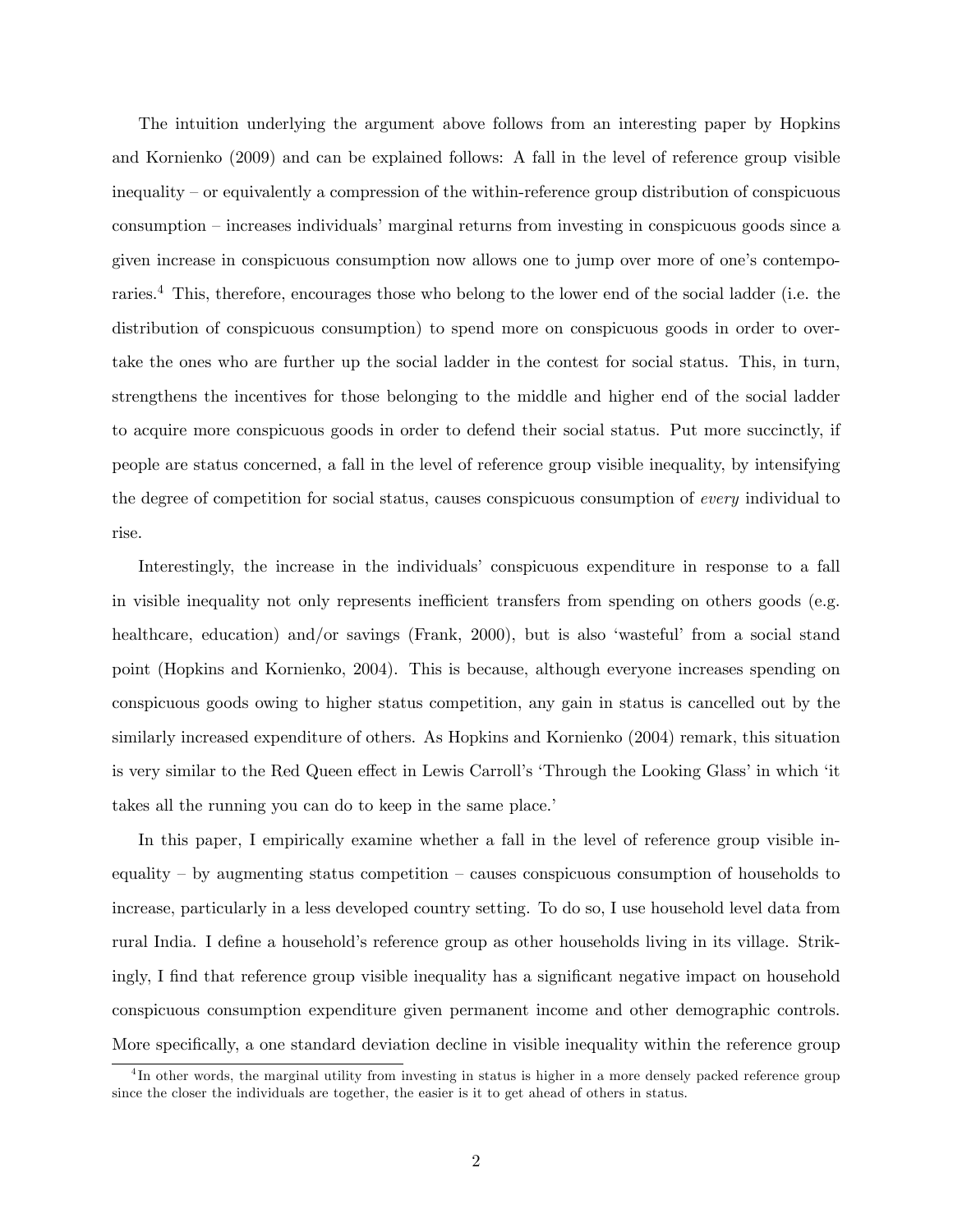The intuition underlying the argument above follows from an interesting paper by Hopkins and Kornienko (2009) and can be explained follows: A fall in the level of reference group visible inequality – or equivalently a compression of the within-reference group distribution of conspicuous consumption – increases individuals' marginal returns from investing in conspicuous goods since a given increase in conspicuous consumption now allows one to jump over more of one's contemporaries.[4] This, therefore, encourages those who belong to the lower end of the social ladder (i.e. the distribution of conspicuous consumption) to spend more on conspicuous goods in order to overtake the ones who are further up the social ladder in the contest for social status. This, in turn, strengthens the incentives for those belonging to the middle and higher end of the social ladder to acquire more conspicuous goods in order to defend their social status. Put more succinctly, if people are status concerned, a fall in the level of reference group visible inequality, by intensifying the degree of competition for social status, causes conspicuous consumption of *every* individual to rise.

Interestingly, the increase in the individuals' conspicuous expenditure in response to a fall in visible inequality not only represents inefficient transfers from spending on others goods (e.g. healthcare, education) and/or savings (Frank, 2000), but is also 'wasteful' from a social stand point (Hopkins and Kornienko, 2004). This is because, although everyone increases spending on conspicuous goods owing to higher status competition, any gain in status is cancelled out by the similarly increased expenditure of others. As Hopkins and Kornienko (2004) remark, this situation is very similar to the Red Queen effect in Lewis Carroll's 'Through the Looking Glass' in which 'it takes all the running you can do to keep in the same place.'

In this paper, I empirically examine whether a fall in the level of reference group visible inequality – by augmenting status competition – causes conspicuous consumption of households to increase, particularly in a less developed country setting. To do so, I use household level data from rural India. I define a household's reference group as other households living in its village. Strikingly, I find that reference group visible inequality has a significant negative impact on household conspicuous consumption expenditure given permanent income and other demographic controls. More specifically, a one standard deviation decline in visible inequality within the reference group

[4] In other words, the marginal utility from investing in status is higher in a more densely packed reference group since the closer the individuals are together, the easier is it to get ahead of others in status.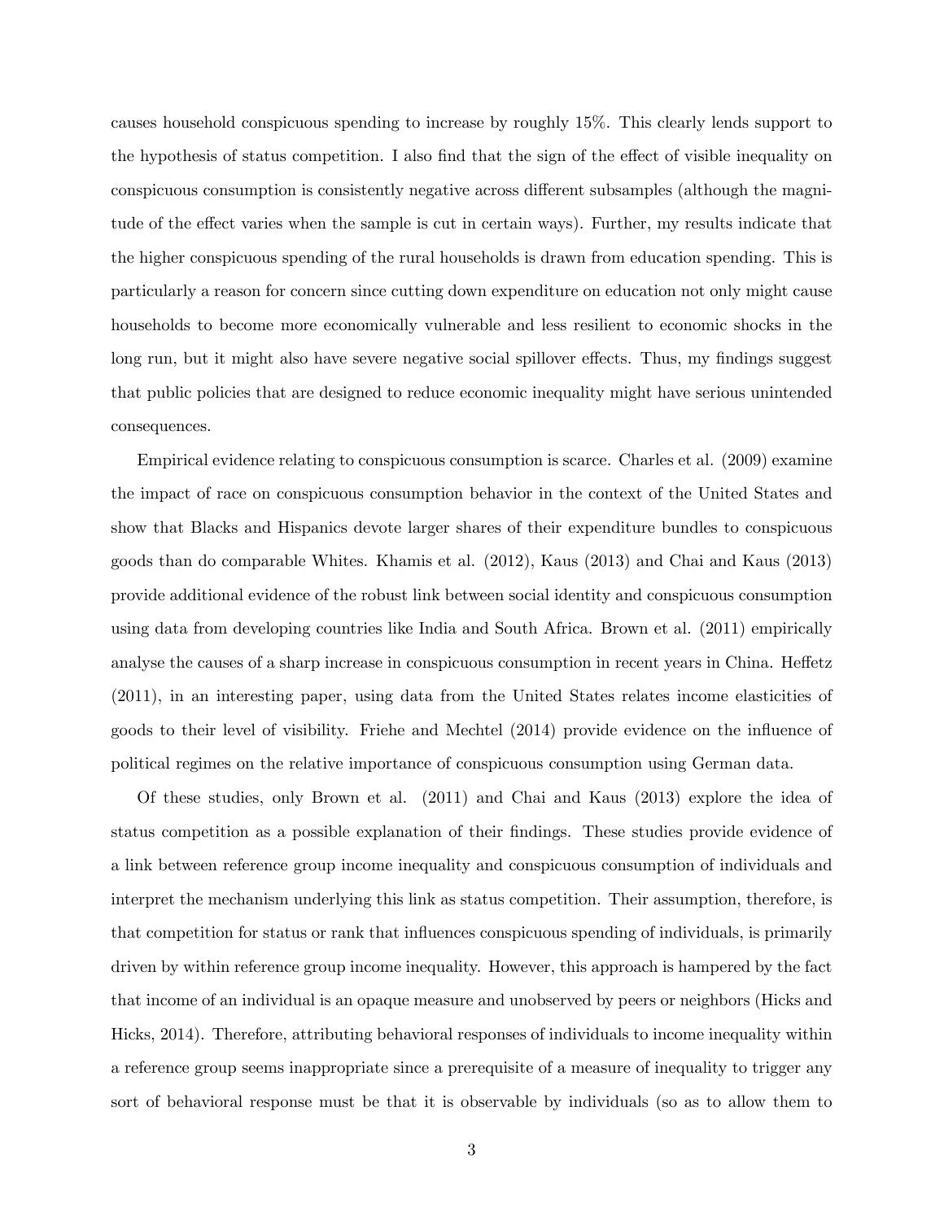causes household conspicuous spending to increase by roughly 15%. This clearly lends support to the hypothesis of status competition. I also find that the sign of the effect of visible inequality on conspicuous consumption is consistently negative across different subsamples (although the magnitude of the effect varies when the sample is cut in certain ways). Further, my results indicate that the higher conspicuous spending of the rural households is drawn from education spending. This is particularly a reason for concern since cutting down expenditure on education not only might cause households to become more economically vulnerable and less resilient to economic shocks in the long run, but it might also have severe negative social spillover effects. Thus, my findings suggest that public policies that are designed to reduce economic inequality might have serious unintended consequences.

Empirical evidence relating to conspicuous consumption is scarce. Charles et al. (2009) examine the impact of race on conspicuous consumption behavior in the context of the United States and show that Blacks and Hispanics devote larger shares of their expenditure bundles to conspicuous goods than do comparable Whites. Khamis et al. (2012), Kaus (2013) and Chai and Kaus (2013) provide additional evidence of the robust link between social identity and conspicuous consumption using data from developing countries like India and South Africa. Brown et al. (2011) empirically analyse the causes of a sharp increase in conspicuous consumption in recent years in China. Heffetz (2011), in an interesting paper, using data from the United States relates income elasticities of goods to their level of visibility. Friehe and Mechtel (2014) provide evidence on the influence of political regimes on the relative importance of conspicuous consumption using German data.

Of these studies, only Brown et al. (2011) and Chai and Kaus (2013) explore the idea of status competition as a possible explanation of their findings. These studies provide evidence of a link between reference group income inequality and conspicuous consumption of individuals and interpret the mechanism underlying this link as status competition. Their assumption, therefore, is that competition for status or rank that influences conspicuous spending of individuals, is primarily driven by within reference group income inequality. However, this approach is hampered by the fact that income of an individual is an opaque measure and unobserved by peers or neighbors (Hicks and Hicks, 2014). Therefore, attributing behavioral responses of individuals to income inequality within a reference group seems inappropriate since a prerequisite of a measure of inequality to trigger any sort of behavioral response must be that it is observable by individuals (so as to allow them to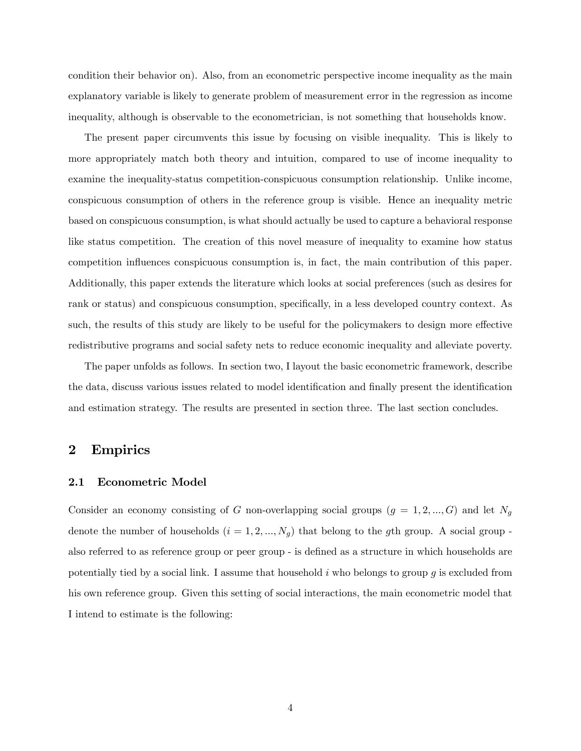condition their behavior on). Also, from an econometric perspective income inequality as the main explanatory variable is likely to generate problem of measurement error in the regression as income inequality, although is observable to the econometrician, is not something that households know.

The present paper circumvents this issue by focusing on visible inequality. This is likely to more appropriately match both theory and intuition, compared to use of income inequality to examine the inequality-status competition-conspicuous consumption relationship. Unlike income, conspicuous consumption of others in the reference group is visible. Hence an inequality metric based on conspicuous consumption, is what should actually be used to capture a behavioral response like status competition. The creation of this novel measure of inequality to examine how status competition influences conspicuous consumption is, in fact, the main contribution of this paper. Additionally, this paper extends the literature which looks at social preferences (such as desires for rank or status) and conspicuous consumption, specifically, in a less developed country context. As such, the results of this study are likely to be useful for the policymakers to design more effective redistributive programs and social safety nets to reduce economic inequality and alleviate poverty.

The paper unfolds as follows. In section two, I layout the basic econometric framework, describe the data, discuss various issues related to model identification and finally present the identification and estimation strategy. The results are presented in section three. The last section concludes.

## 2 Empirics

### 2.1 Econometric Model

Consider an economy consisting of $G$ non-overlapping social groups ($g = 1, 2, ..., G$) and let $N_g$ denote the number of households ($i = 1, 2, ..., N_g$) that belong to the $g$th group. A social group - also referred to as reference group or peer group - is defined as a structure in which households are potentially tied by a social link. I assume that household $i$ who belongs to group $g$ is excluded from his own reference group. Given this setting of social interactions, the main econometric model that I intend to estimate is the following: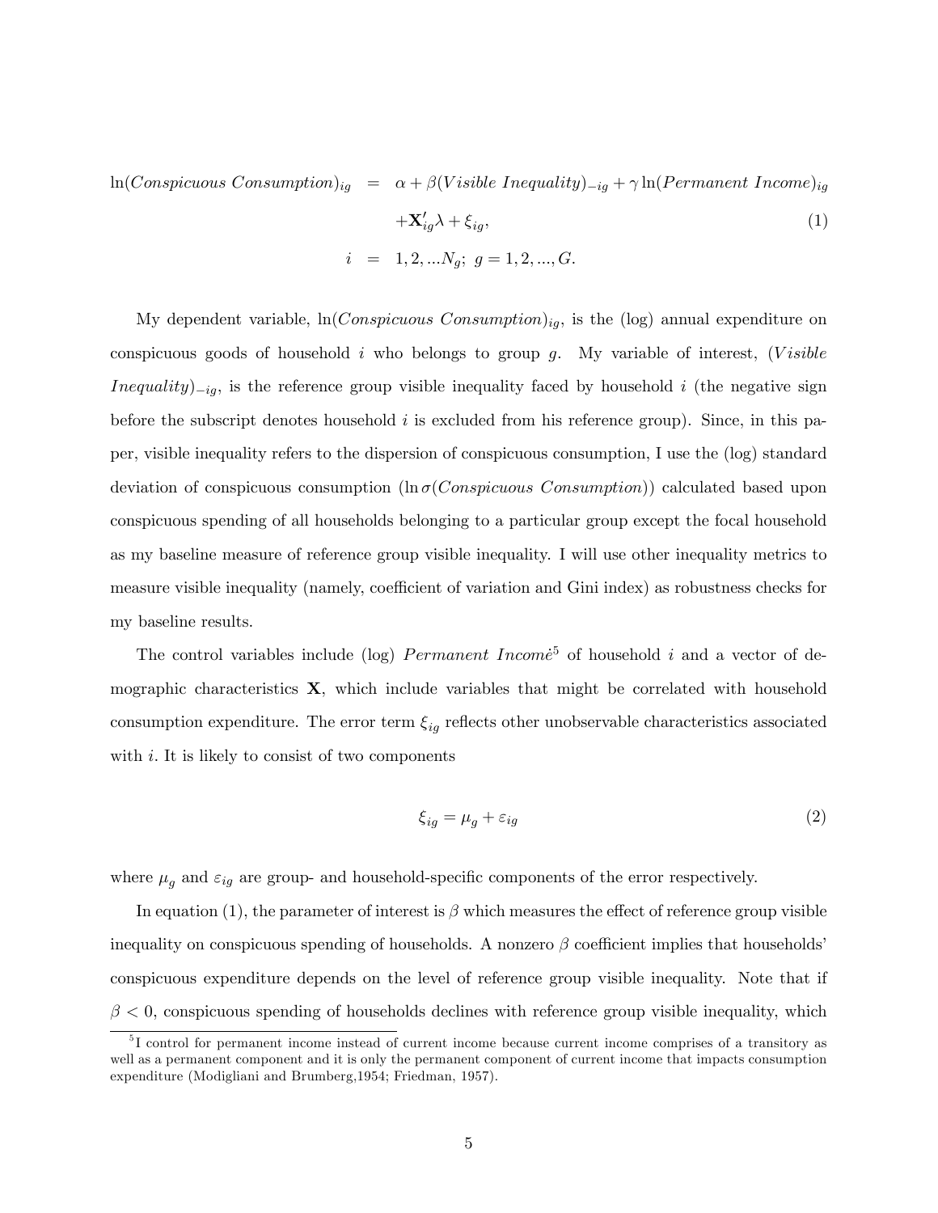$$
\begin{aligned}
\ln(Conspicuous\ Consumption)_{ig} &= \alpha + \beta(Visible\ Inequality)_{-ig} + \gamma \ln(Permanent\ Income)_{ig} \\
&\quad + \mathbf{X}'_{ig}\lambda + \xi_{ig}, \qquad (1) \\
i &= 1, 2, ...N_g;\ g = 1, 2, ..., G.
\end{aligned}
$$

My dependent variable, $\ln(Conspicuous\ Consumption)_{ig}$, is the (log) annual expenditure on conspicuous goods of household $i$ who belongs to group $g$. My variable of interest, $(Visible\ Inequality)_{-ig}$, is the reference group visible inequality faced by household $i$ (the negative sign before the subscript denotes household $i$ is excluded from his reference group). Since, in this paper, visible inequality refers to the dispersion of conspicuous consumption, I use the (log) standard deviation of conspicuous consumption ($\ln \sigma(Conspicuous\ Consumption)$) calculated based upon conspicuous spending of all households belonging to a particular group except the focal household as my baseline measure of reference group visible inequality. I will use other inequality metrics to measure visible inequality (namely, coefficient of variation and Gini index) as robustness checks for my baseline results.

The control variables include (log) *Permanent Income*[5] of household $i$ and a vector of demographic characteristics $\mathbf{X}$, which include variables that might be correlated with household consumption expenditure. The error term $\xi_{ig}$ reflects other unobservable characteristics associated with $i$. It is likely to consist of two components

$$
\xi_{ig} = \mu_g + \varepsilon_{ig} \qquad (2)
$$

where $\mu_g$ and $\varepsilon_{ig}$ are group- and household-specific components of the error respectively.

In equation (1), the parameter of interest is $\beta$ which measures the effect of reference group visible inequality on conspicuous spending of households. A nonzero $\beta$ coefficient implies that households' conspicuous expenditure depends on the level of reference group visible inequality. Note that if $\beta < 0$, conspicuous spending of households declines with reference group visible inequality, which

[5] I control for permanent income instead of current income because current income comprises of a transitory as well as a permanent component and it is only the permanent component of current income that impacts consumption expenditure (Modigliani and Brumberg,1954; Friedman, 1957).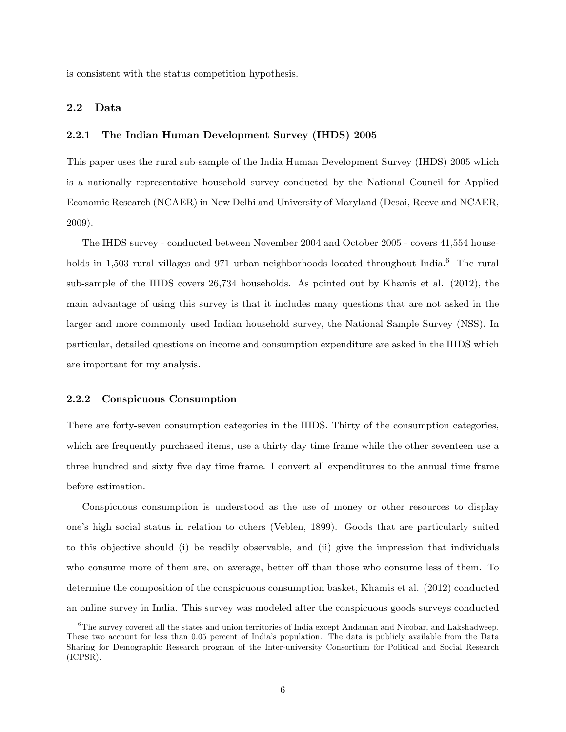is consistent with the status competition hypothesis.

## 2.2 Data

### 2.2.1 The Indian Human Development Survey (IHDS) 2005

This paper uses the rural sub-sample of the India Human Development Survey (IHDS) 2005 which is a nationally representative household survey conducted by the National Council for Applied Economic Research (NCAER) in New Delhi and University of Maryland (Desai, Reeve and NCAER, 2009).

The IHDS survey - conducted between November 2004 and October 2005 - covers 41,554 households in 1,503 rural villages and 971 urban neighborhoods located throughout India.[6] The rural sub-sample of the IHDS covers 26,734 households. As pointed out by Khamis et al. (2012), the main advantage of using this survey is that it includes many questions that are not asked in the larger and more commonly used Indian household survey, the National Sample Survey (NSS). In particular, detailed questions on income and consumption expenditure are asked in the IHDS which are important for my analysis.

### 2.2.2 Conspicuous Consumption

There are forty-seven consumption categories in the IHDS. Thirty of the consumption categories, which are frequently purchased items, use a thirty day time frame while the other seventeen use a three hundred and sixty five day time frame. I convert all expenditures to the annual time frame before estimation.

Conspicuous consumption is understood as the use of money or other resources to display one's high social status in relation to others (Veblen, 1899). Goods that are particularly suited to this objective should (i) be readily observable, and (ii) give the impression that individuals who consume more of them are, on average, better off than those who consume less of them. To determine the composition of the conspicuous consumption basket, Khamis et al. (2012) conducted an online survey in India. This survey was modeled after the conspicuous goods surveys conducted

[6] The survey covered all the states and union territories of India except Andaman and Nicobar, and Lakshadweep. These two account for less than 0.05 percent of India's population. The data is publicly available from the Data Sharing for Demographic Research program of the Inter-university Consortium for Political and Social Research (ICPSR).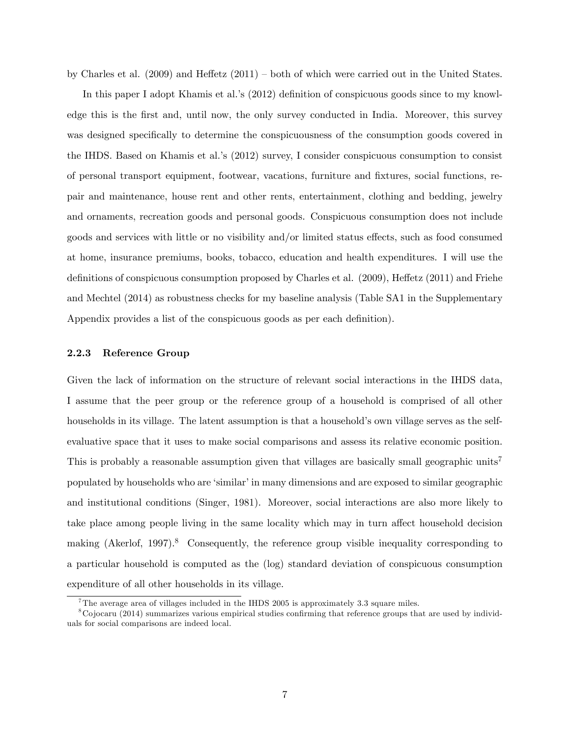by Charles et al. (2009) and Heffetz (2011) – both of which were carried out in the United States.

In this paper I adopt Khamis et al.'s (2012) definition of conspicuous goods since to my knowledge this is the first and, until now, the only survey conducted in India. Moreover, this survey was designed specifically to determine the conspicuousness of the consumption goods covered in the IHDS. Based on Khamis et al.'s (2012) survey, I consider conspicuous consumption to consist of personal transport equipment, footwear, vacations, furniture and fixtures, social functions, repair and maintenance, house rent and other rents, entertainment, clothing and bedding, jewelry and ornaments, recreation goods and personal goods. Conspicuous consumption does not include goods and services with little or no visibility and/or limited status effects, such as food consumed at home, insurance premiums, books, tobacco, education and health expenditures. I will use the definitions of conspicuous consumption proposed by Charles et al. (2009), Heffetz (2011) and Friehe and Mechtel (2014) as robustness checks for my baseline analysis (Table SA1 in the Supplementary Appendix provides a list of the conspicuous goods as per each definition).

### 2.2.3 Reference Group

Given the lack of information on the structure of relevant social interactions in the IHDS data, I assume that the peer group or the reference group of a household is comprised of all other households in its village. The latent assumption is that a household's own village serves as the self-evaluative space that it uses to make social comparisons and assess its relative economic position. This is probably a reasonable assumption given that villages are basically small geographic units[7] populated by households who are 'similar' in many dimensions and are exposed to similar geographic and institutional conditions (Singer, 1981). Moreover, social interactions are also more likely to take place among people living in the same locality which may in turn affect household decision making (Akerlof, 1997).[8] Consequently, the reference group visible inequality corresponding to a particular household is computed as the (log) standard deviation of conspicuous consumption expenditure of all other households in its village.

[7] The average area of villages included in the IHDS 2005 is approximately 3.3 square miles.

[8] Cojocaru (2014) summarizes various empirical studies confirming that reference groups that are used by individuals for social comparisons are indeed local.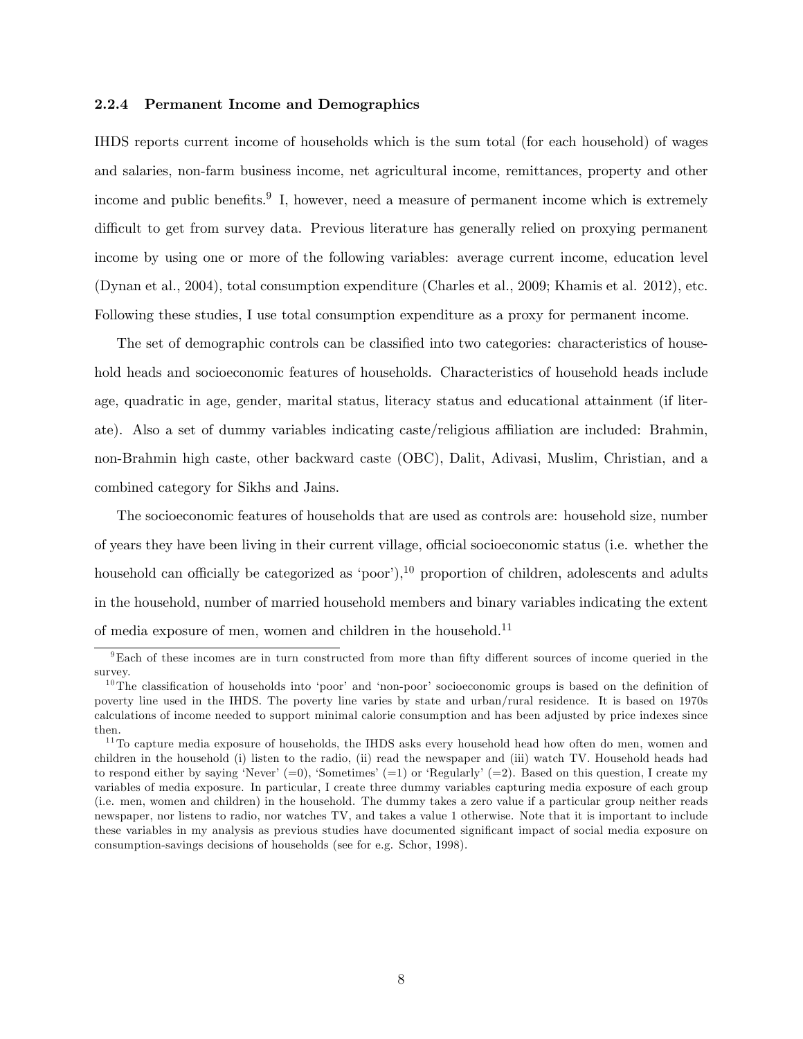### 2.2.4 Permanent Income and Demographics

IHDS reports current income of households which is the sum total (for each household) of wages and salaries, non-farm business income, net agricultural income, remittances, property and other income and public benefits.[9] I, however, need a measure of permanent income which is extremely difficult to get from survey data. Previous literature has generally relied on proxying permanent income by using one or more of the following variables: average current income, education level (Dynan et al., 2004), total consumption expenditure (Charles et al., 2009; Khamis et al. 2012), etc. Following these studies, I use total consumption expenditure as a proxy for permanent income.

The set of demographic controls can be classified into two categories: characteristics of household heads and socioeconomic features of households. Characteristics of household heads include age, quadratic in age, gender, marital status, literacy status and educational attainment (if literate). Also a set of dummy variables indicating caste/religious affiliation are included: Brahmin, non-Brahmin high caste, other backward caste (OBC), Dalit, Adivasi, Muslim, Christian, and a combined category for Sikhs and Jains.

The socioeconomic features of households that are used as controls are: household size, number of years they have been living in their current village, official socioeconomic status (i.e. whether the household can officially be categorized as 'poor'),[10] proportion of children, adolescents and adults in the household, number of married household members and binary variables indicating the extent of media exposure of men, women and children in the household.[11]

[9] Each of these incomes are in turn constructed from more than fifty different sources of income queried in the survey.

[10] The classification of households into 'poor' and 'non-poor' socioeconomic groups is based on the definition of poverty line used in the IHDS. The poverty line varies by state and urban/rural residence. It is based on 1970s calculations of income needed to support minimal calorie consumption and has been adjusted by price indexes since then.

[11] To capture media exposure of households, the IHDS asks every household head how often do men, women and children in the household (i) listen to the radio, (ii) read the newspaper and (iii) watch TV. Household heads had to respond either by saying 'Never' (=0), 'Sometimes' (=1) or 'Regularly' (=2). Based on this question, I create my variables of media exposure. In particular, I create three dummy variables capturing media exposure of each group (i.e. men, women and children) in the household. The dummy takes a zero value if a particular group neither reads newspaper, nor listens to radio, nor watches TV, and takes a value 1 otherwise. Note that it is important to include these variables in my analysis as previous studies have documented significant impact of social media exposure on consumption-savings decisions of households (see for e.g. Schor, 1998).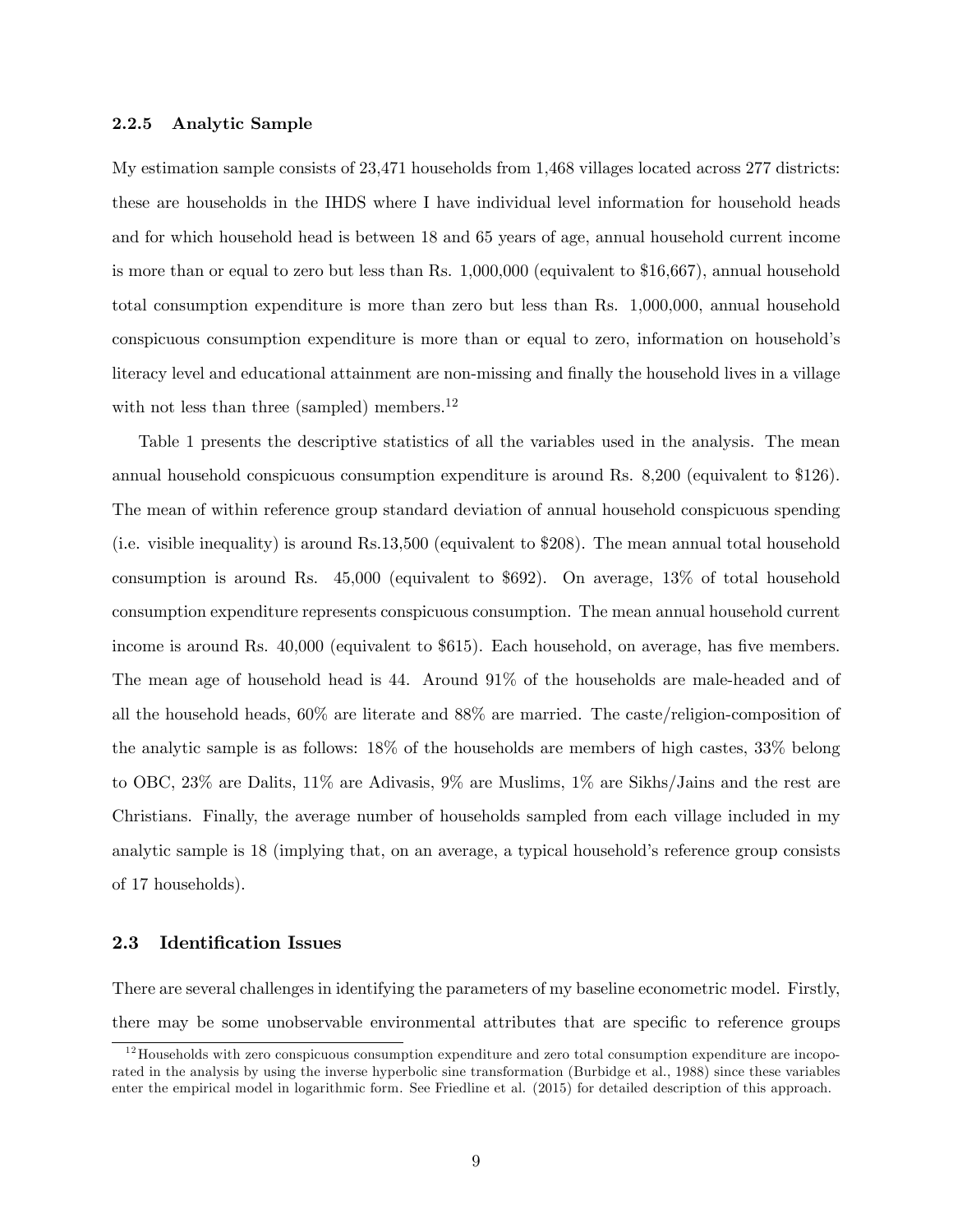### 2.2.5 Analytic Sample

My estimation sample consists of 23,471 households from 1,468 villages located across 277 districts: these are households in the IHDS where I have individual level information for household heads and for which household head is between 18 and 65 years of age, annual household current income is more than or equal to zero but less than Rs. 1,000,000 (equivalent to $16,667), annual household total consumption expenditure is more than zero but less than Rs. 1,000,000, annual household conspicuous consumption expenditure is more than or equal to zero, information on household's literacy level and educational attainment are non-missing and finally the household lives in a village with not less than three (sampled) members.[12]

Table 1 presents the descriptive statistics of all the variables used in the analysis. The mean annual household conspicuous consumption expenditure is around Rs. 8,200 (equivalent to $126). The mean of within reference group standard deviation of annual household conspicuous spending (i.e. visible inequality) is around Rs.13,500 (equivalent to $208). The mean annual total household consumption is around Rs. 45,000 (equivalent to $692). On average, 13% of total household consumption expenditure represents conspicuous consumption. The mean annual household current income is around Rs. 40,000 (equivalent to $615). Each household, on average, has five members. The mean age of household head is 44. Around 91% of the households are male-headed and of all the household heads, 60% are literate and 88% are married. The caste/religion-composition of the analytic sample is as follows: 18% of the households are members of high castes, 33% belong to OBC, 23% are Dalits, 11% are Adivasis, 9% are Muslims, 1% are Sikhs/Jains and the rest are Christians. Finally, the average number of households sampled from each village included in my analytic sample is 18 (implying that, on an average, a typical household's reference group consists of 17 households).

## 2.3 Identification Issues

There are several challenges in identifying the parameters of my baseline econometric model. Firstly, there may be some unobservable environmental attributes that are specific to reference groups

[12] Households with zero conspicuous consumption expenditure and zero total consumption expenditure are incoporated in the analysis by using the inverse hyperbolic sine transformation (Burbidge et al., 1988) since these variables enter the empirical model in logarithmic form. See Friedline et al. (2015) for detailed description of this approach.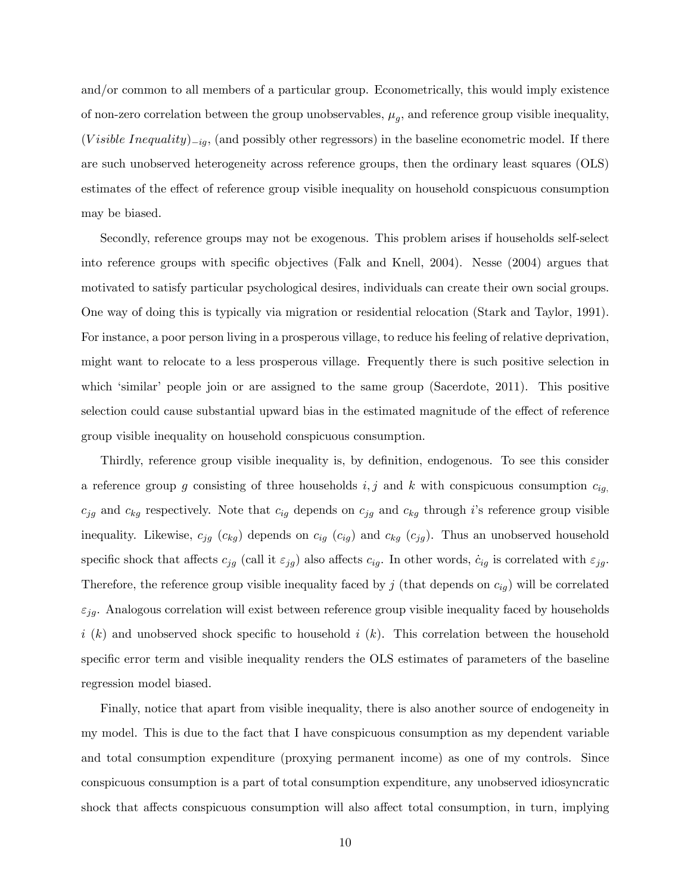and/or common to all members of a particular group. Econometrically, this would imply existence of non-zero correlation between the group unobservables, $\mu_g$, and reference group visible inequality, $(Visible\ Inequality)_{-ig}$, (and possibly other regressors) in the baseline econometric model. If there are such unobserved heterogeneity across reference groups, then the ordinary least squares (OLS) estimates of the effect of reference group visible inequality on household conspicuous consumption may be biased.

Secondly, reference groups may not be exogenous. This problem arises if households self-select into reference groups with specific objectives (Falk and Knell, 2004). Nesse (2004) argues that motivated to satisfy particular psychological desires, individuals can create their own social groups. One way of doing this is typically via migration or residential relocation (Stark and Taylor, 1991). For instance, a poor person living in a prosperous village, to reduce his feeling of relative deprivation, might want to relocate to a less prosperous village. Frequently there is such positive selection in which 'similar' people join or are assigned to the same group (Sacerdote, 2011). This positive selection could cause substantial upward bias in the estimated magnitude of the effect of reference group visible inequality on household conspicuous consumption.

Thirdly, reference group visible inequality is, by definition, endogenous. To see this consider a reference group $g$ consisting of three households $i, j$ and $k$ with conspicuous consumption $c_{ig,}$ $c_{jg}$ and $c_{kg}$ respectively. Note that $c_{ig}$ depends on $c_{jg}$ and $c_{kg}$ through $i$'s reference group visible inequality. Likewise, $c_{jg}$ ($c_{kg}$) depends on $c_{ig}$ ($c_{ig}$) and $c_{kg}$ ($c_{jg}$). Thus an unobserved household specific shock that affects $c_{jg}$ (call it $\varepsilon_{jg}$) also affects $c_{ig}$. In other words, $\dot{c}_{ig}$ is correlated with $\varepsilon_{jg}$. Therefore, the reference group visible inequality faced by $j$ (that depends on $c_{ig}$) will be correlated $\varepsilon_{jg}$. Analogous correlation will exist between reference group visible inequality faced by households $i$ ($k$) and unobserved shock specific to household $i$ ($k$). This correlation between the household specific error term and visible inequality renders the OLS estimates of parameters of the baseline regression model biased.

Finally, notice that apart from visible inequality, there is also another source of endogeneity in my model. This is due to the fact that I have conspicuous consumption as my dependent variable and total consumption expenditure (proxying permanent income) as one of my controls. Since conspicuous consumption is a part of total consumption expenditure, any unobserved idiosyncratic shock that affects conspicuous consumption will also affect total consumption, in turn, implying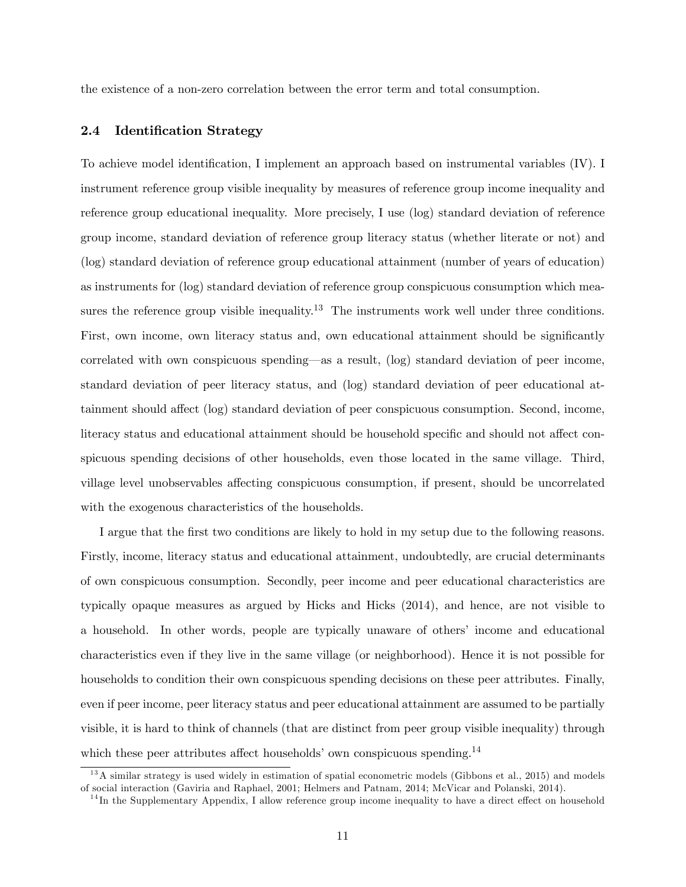the existence of a non-zero correlation between the error term and total consumption.

### 2.4 Identification Strategy

To achieve model identification, I implement an approach based on instrumental variables (IV). I instrument reference group visible inequality by measures of reference group income inequality and reference group educational inequality. More precisely, I use (log) standard deviation of reference group income, standard deviation of reference group literacy status (whether literate or not) and (log) standard deviation of reference group educational attainment (number of years of education) as instruments for (log) standard deviation of reference group conspicuous consumption which measures the reference group visible inequality.[13] The instruments work well under three conditions. First, own income, own literacy status and, own educational attainment should be significantly correlated with own conspicuous spending—as a result, (log) standard deviation of peer income, standard deviation of peer literacy status, and (log) standard deviation of peer educational attainment should affect (log) standard deviation of peer conspicuous consumption. Second, income, literacy status and educational attainment should be household specific and should not affect conspicuous spending decisions of other households, even those located in the same village. Third, village level unobservables affecting conspicuous consumption, if present, should be uncorrelated with the exogenous characteristics of the households.

I argue that the first two conditions are likely to hold in my setup due to the following reasons. Firstly, income, literacy status and educational attainment, undoubtedly, are crucial determinants of own conspicuous consumption. Secondly, peer income and peer educational characteristics are typically opaque measures as argued by Hicks and Hicks (2014), and hence, are not visible to a household. In other words, people are typically unaware of others' income and educational characteristics even if they live in the same village (or neighborhood). Hence it is not possible for households to condition their own conspicuous spending decisions on these peer attributes. Finally, even if peer income, peer literacy status and peer educational attainment are assumed to be partially visible, it is hard to think of channels (that are distinct from peer group visible inequality) through which these peer attributes affect households' own conspicuous spending.[14]

[13] A similar strategy is used widely in estimation of spatial econometric models (Gibbons et al., 2015) and models of social interaction (Gaviria and Raphael, 2001; Helmers and Patnam, 2014; McVicar and Polanski, 2014).

[14] In the Supplementary Appendix, I allow reference group income inequality to have a direct effect on household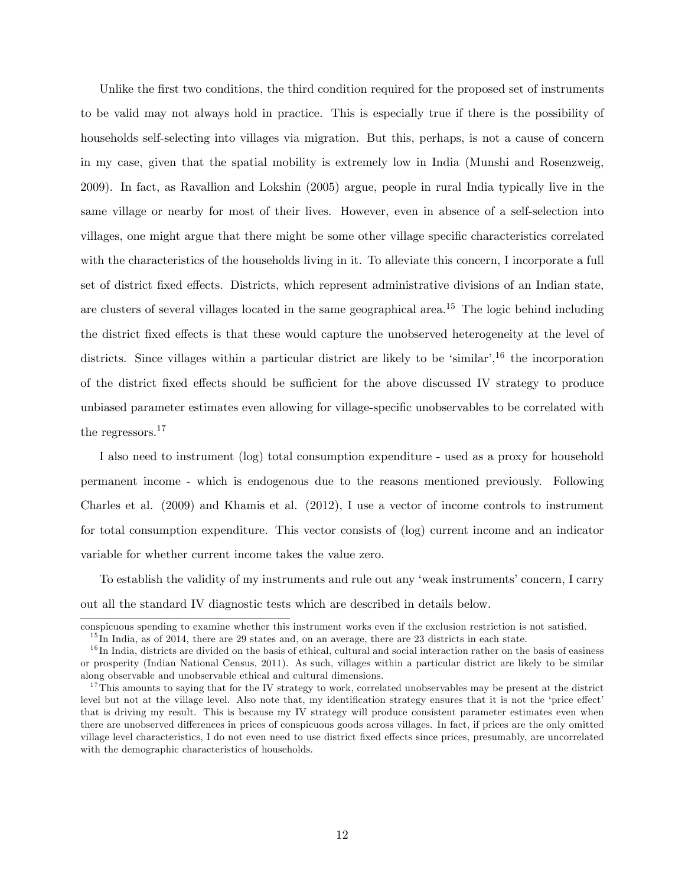Unlike the first two conditions, the third condition required for the proposed set of instruments to be valid may not always hold in practice. This is especially true if there is the possibility of households self-selecting into villages via migration. But this, perhaps, is not a cause of concern in my case, given that the spatial mobility is extremely low in India (Munshi and Rosenzweig, 2009). In fact, as Ravallion and Lokshin (2005) argue, people in rural India typically live in the same village or nearby for most of their lives. However, even in absence of a self-selection into villages, one might argue that there might be some other village specific characteristics correlated with the characteristics of the households living in it. To alleviate this concern, I incorporate a full set of district fixed effects. Districts, which represent administrative divisions of an Indian state, are clusters of several villages located in the same geographical area.[15] The logic behind including the district fixed effects is that these would capture the unobserved heterogeneity at the level of districts. Since villages within a particular district are likely to be 'similar',[16] the incorporation of the district fixed effects should be sufficient for the above discussed IV strategy to produce unbiased parameter estimates even allowing for village-specific unobservables to be correlated with the regressors.[17]

I also need to instrument (log) total consumption expenditure - used as a proxy for household permanent income - which is endogenous due to the reasons mentioned previously. Following Charles et al. (2009) and Khamis et al. (2012), I use a vector of income controls to instrument for total consumption expenditure. This vector consists of (log) current income and an indicator variable for whether current income takes the value zero.

To establish the validity of my instruments and rule out any 'weak instruments' concern, I carry out all the standard IV diagnostic tests which are described in details below.

---

conspicuous spending to examine whether this instrument works even if the exclusion restriction is not satisfied.

[15] In India, as of 2014, there are 29 states and, on an average, there are 23 districts in each state.

[16] In India, districts are divided on the basis of ethical, cultural and social interaction rather on the basis of easiness or prosperity (Indian National Census, 2011). As such, villages within a particular district are likely to be similar along observable and unobservable ethical and cultural dimensions.

[17] This amounts to saying that for the IV strategy to work, correlated unobservables may be present at the district level but not at the village level. Also note that, my identification strategy ensures that it is not the 'price effect' that is driving my result. This is because my IV strategy will produce consistent parameter estimates even when there are unobserved differences in prices of conspicuous goods across villages. In fact, if prices are the only omitted village level characteristics, I do not even need to use district fixed effects since prices, presumably, are uncorrelated with the demographic characteristics of households.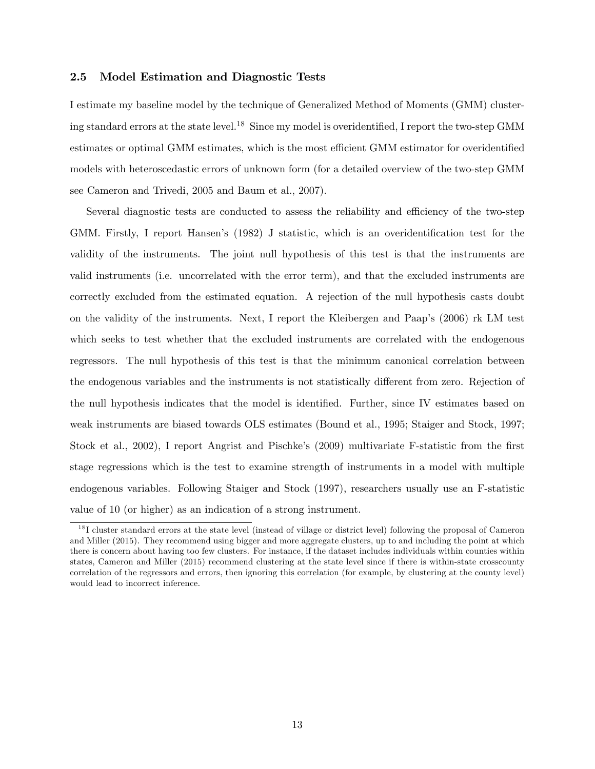### 2.5 Model Estimation and Diagnostic Tests

I estimate my baseline model by the technique of Generalized Method of Moments (GMM) clustering standard errors at the state level.[18] Since my model is overidentified, I report the two-step GMM estimates or optimal GMM estimates, which is the most efficient GMM estimator for overidentified models with heteroscedastic errors of unknown form (for a detailed overview of the two-step GMM see Cameron and Trivedi, 2005 and Baum et al., 2007).

Several diagnostic tests are conducted to assess the reliability and efficiency of the two-step GMM. Firstly, I report Hansen's (1982) J statistic, which is an overidentification test for the validity of the instruments. The joint null hypothesis of this test is that the instruments are valid instruments (i.e. uncorrelated with the error term), and that the excluded instruments are correctly excluded from the estimated equation. A rejection of the null hypothesis casts doubt on the validity of the instruments. Next, I report the Kleibergen and Paap's (2006) rk LM test which seeks to test whether that the excluded instruments are correlated with the endogenous regressors. The null hypothesis of this test is that the minimum canonical correlation between the endogenous variables and the instruments is not statistically different from zero. Rejection of the null hypothesis indicates that the model is identified. Further, since IV estimates based on weak instruments are biased towards OLS estimates (Bound et al., 1995; Staiger and Stock, 1997; Stock et al., 2002), I report Angrist and Pischke's (2009) multivariate F-statistic from the first stage regressions which is the test to examine strength of instruments in a model with multiple endogenous variables. Following Staiger and Stock (1997), researchers usually use an F-statistic value of 10 (or higher) as an indication of a strong instrument.

[18] I cluster standard errors at the state level (instead of village or district level) following the proposal of Cameron and Miller (2015). They recommend using bigger and more aggregate clusters, up to and including the point at which there is concern about having too few clusters. For instance, if the dataset includes individuals within counties within states, Cameron and Miller (2015) recommend clustering at the state level since if there is within-state crosscounty correlation of the regressors and errors, then ignoring this correlation (for example, by clustering at the county level) would lead to incorrect inference.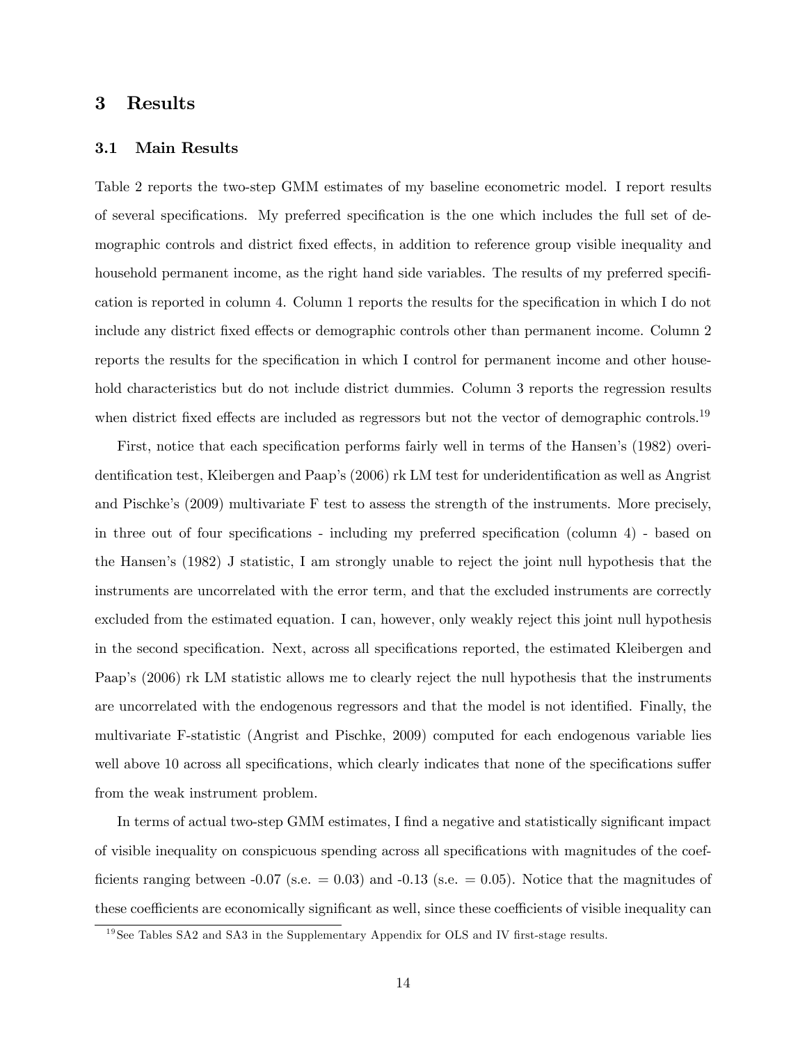## 3 Results

### 3.1 Main Results

Table 2 reports the two-step GMM estimates of my baseline econometric model. I report results of several specifications. My preferred specification is the one which includes the full set of demographic controls and district fixed effects, in addition to reference group visible inequality and household permanent income, as the right hand side variables. The results of my preferred specification is reported in column 4. Column 1 reports the results for the specification in which I do not include any district fixed effects or demographic controls other than permanent income. Column 2 reports the results for the specification in which I control for permanent income and other household characteristics but do not include district dummies. Column 3 reports the regression results when district fixed effects are included as regressors but not the vector of demographic controls.[19]

First, notice that each specification performs fairly well in terms of the Hansen's (1982) overidentification test, Kleibergen and Paap's (2006) rk LM test for underidentification as well as Angrist and Pischke's (2009) multivariate F test to assess the strength of the instruments. More precisely, in three out of four specifications - including my preferred specification (column 4) - based on the Hansen's (1982) J statistic, I am strongly unable to reject the joint null hypothesis that the instruments are uncorrelated with the error term, and that the excluded instruments are correctly excluded from the estimated equation. I can, however, only weakly reject this joint null hypothesis in the second specification. Next, across all specifications reported, the estimated Kleibergen and Paap's (2006) rk LM statistic allows me to clearly reject the null hypothesis that the instruments are uncorrelated with the endogenous regressors and that the model is not identified. Finally, the multivariate F-statistic (Angrist and Pischke, 2009) computed for each endogenous variable lies well above 10 across all specifications, which clearly indicates that none of the specifications suffer from the weak instrument problem.

In terms of actual two-step GMM estimates, I find a negative and statistically significant impact of visible inequality on conspicuous spending across all specifications with magnitudes of the coefficients ranging between -0.07 (s.e. = 0.03) and -0.13 (s.e. = 0.05). Notice that the magnitudes of these coefficients are economically significant as well, since these coefficients of visible inequality can

[19] See Tables SA2 and SA3 in the Supplementary Appendix for OLS and IV first-stage results.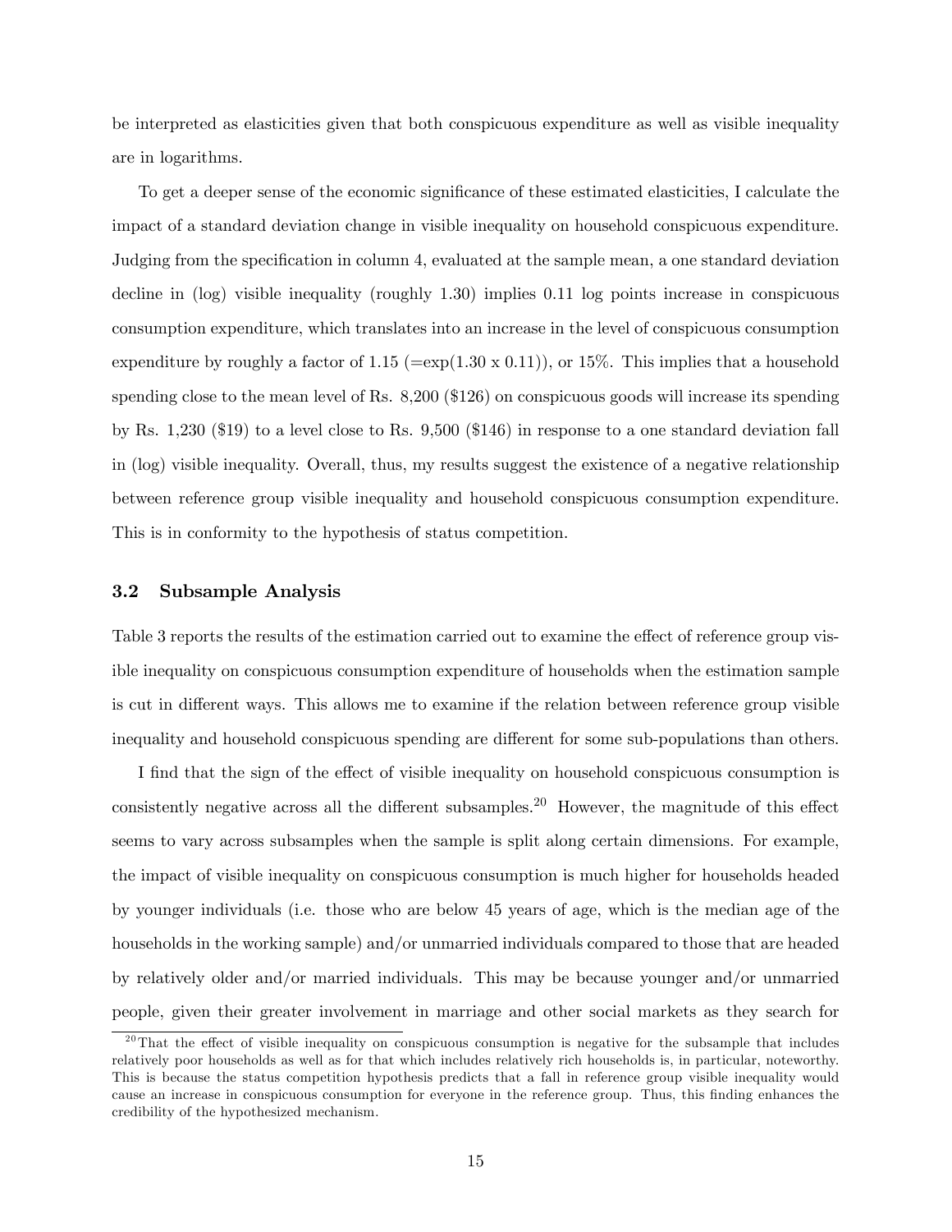be interpreted as elasticities given that both conspicuous expenditure as well as visible inequality are in logarithms.

To get a deeper sense of the economic significance of these estimated elasticities, I calculate the impact of a standard deviation change in visible inequality on household conspicuous expenditure. Judging from the specification in column 4, evaluated at the sample mean, a one standard deviation decline in (log) visible inequality (roughly 1.30) implies 0.11 log points increase in conspicuous consumption expenditure, which translates into an increase in the level of conspicuous consumption expenditure by roughly a factor of 1.15 (=exp(1.30 x 0.11)), or 15%. This implies that a household spending close to the mean level of Rs. 8,200 ($126) on conspicuous goods will increase its spending by Rs. 1,230 ($19) to a level close to Rs. 9,500 ($146) in response to a one standard deviation fall in (log) visible inequality. Overall, thus, my results suggest the existence of a negative relationship between reference group visible inequality and household conspicuous consumption expenditure. This is in conformity to the hypothesis of status competition.

### 3.2 Subsample Analysis

Table 3 reports the results of the estimation carried out to examine the effect of reference group visible inequality on conspicuous consumption expenditure of households when the estimation sample is cut in different ways. This allows me to examine if the relation between reference group visible inequality and household conspicuous spending are different for some sub-populations than others.

I find that the sign of the effect of visible inequality on household conspicuous consumption is consistently negative across all the different subsamples.[20] However, the magnitude of this effect seems to vary across subsamples when the sample is split along certain dimensions. For example, the impact of visible inequality on conspicuous consumption is much higher for households headed by younger individuals (i.e. those who are below 45 years of age, which is the median age of the households in the working sample) and/or unmarried individuals compared to those that are headed by relatively older and/or married individuals. This may be because younger and/or unmarried people, given their greater involvement in marriage and other social markets as they search for

[20] That the effect of visible inequality on conspicuous consumption is negative for the subsample that includes relatively poor households as well as for that which includes relatively rich households is, in particular, noteworthy. This is because the status competition hypothesis predicts that a fall in reference group visible inequality would cause an increase in conspicuous consumption for everyone in the reference group. Thus, this finding enhances the credibility of the hypothesized mechanism.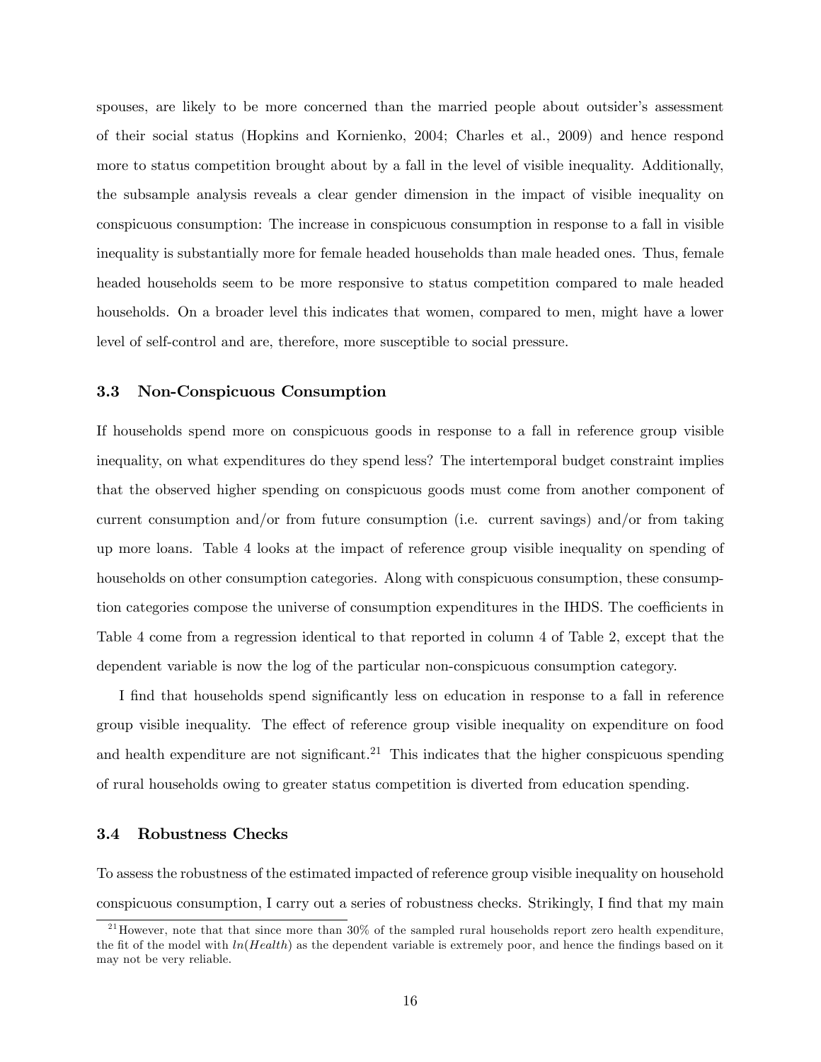spouses, are likely to be more concerned than the married people about outsider's assessment of their social status (Hopkins and Kornienko, 2004; Charles et al., 2009) and hence respond more to status competition brought about by a fall in the level of visible inequality. Additionally, the subsample analysis reveals a clear gender dimension in the impact of visible inequality on conspicuous consumption: The increase in conspicuous consumption in response to a fall in visible inequality is substantially more for female headed households than male headed ones. Thus, female headed households seem to be more responsive to status competition compared to male headed households. On a broader level this indicates that women, compared to men, might have a lower level of self-control and are, therefore, more susceptible to social pressure.

### 3.3 Non-Conspicuous Consumption

If households spend more on conspicuous goods in response to a fall in reference group visible inequality, on what expenditures do they spend less? The intertemporal budget constraint implies that the observed higher spending on conspicuous goods must come from another component of current consumption and/or from future consumption (i.e. current savings) and/or from taking up more loans. Table 4 looks at the impact of reference group visible inequality on spending of households on other consumption categories. Along with conspicuous consumption, these consumption categories compose the universe of consumption expenditures in the IHDS. The coefficients in Table 4 come from a regression identical to that reported in column 4 of Table 2, except that the dependent variable is now the log of the particular non-conspicuous consumption category.

I find that households spend significantly less on education in response to a fall in reference group visible inequality. The effect of reference group visible inequality on expenditure on food and health expenditure are not significant.[21] This indicates that the higher conspicuous spending of rural households owing to greater status competition is diverted from education spending.

### 3.4 Robustness Checks

To assess the robustness of the estimated impacted of reference group visible inequality on household conspicuous consumption, I carry out a series of robustness checks. Strikingly, I find that my main

[21] However, note that that since more than 30% of the sampled rural households report zero health expenditure, the fit of the model with $ln(Health)$ as the dependent variable is extremely poor, and hence the findings based on it may not be very reliable.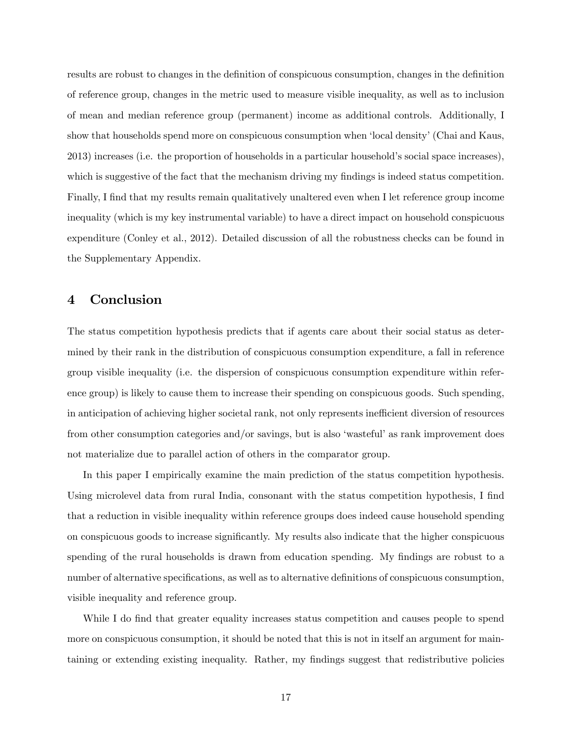results are robust to changes in the definition of conspicuous consumption, changes in the definition of reference group, changes in the metric used to measure visible inequality, as well as to inclusion of mean and median reference group (permanent) income as additional controls. Additionally, I show that households spend more on conspicuous consumption when 'local density' (Chai and Kaus, 2013) increases (i.e. the proportion of households in a particular household's social space increases), which is suggestive of the fact that the mechanism driving my findings is indeed status competition. Finally, I find that my results remain qualitatively unaltered even when I let reference group income inequality (which is my key instrumental variable) to have a direct impact on household conspicuous expenditure (Conley et al., 2012). Detailed discussion of all the robustness checks can be found in the Supplementary Appendix.

## 4 Conclusion

The status competition hypothesis predicts that if agents care about their social status as determined by their rank in the distribution of conspicuous consumption expenditure, a fall in reference group visible inequality (i.e. the dispersion of conspicuous consumption expenditure within reference group) is likely to cause them to increase their spending on conspicuous goods. Such spending, in anticipation of achieving higher societal rank, not only represents inefficient diversion of resources from other consumption categories and/or savings, but is also 'wasteful' as rank improvement does not materialize due to parallel action of others in the comparator group.

In this paper I empirically examine the main prediction of the status competition hypothesis. Using microlevel data from rural India, consonant with the status competition hypothesis, I find that a reduction in visible inequality within reference groups does indeed cause household spending on conspicuous goods to increase significantly. My results also indicate that the higher conspicuous spending of the rural households is drawn from education spending. My findings are robust to a number of alternative specifications, as well as to alternative definitions of conspicuous consumption, visible inequality and reference group.

While I do find that greater equality increases status competition and causes people to spend more on conspicuous consumption, it should be noted that this is not in itself an argument for maintaining or extending existing inequality. Rather, my findings suggest that redistributive policies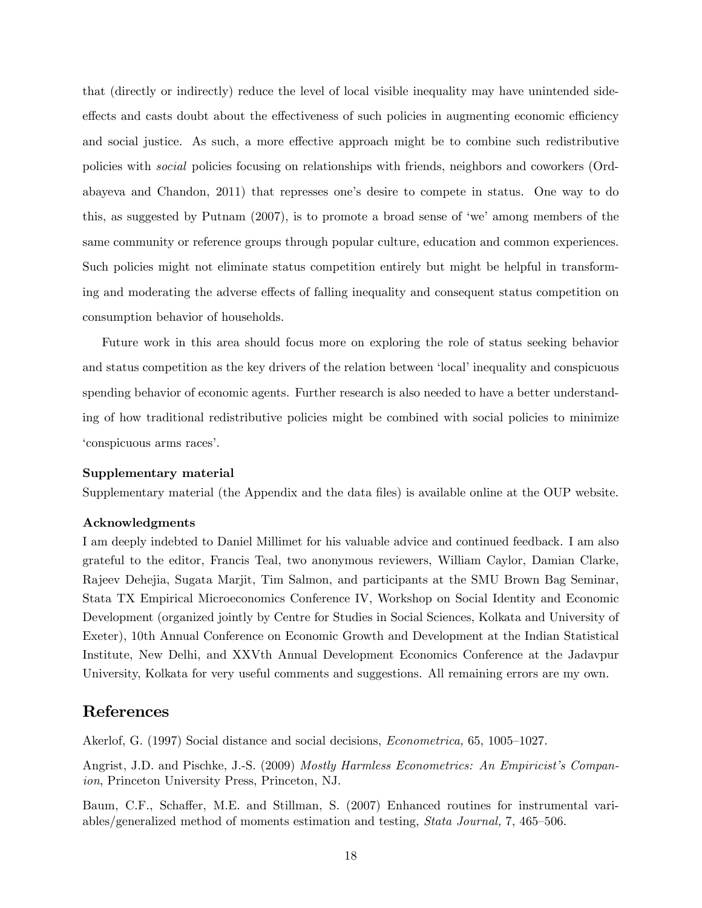that (directly or indirectly) reduce the level of local visible inequality may have unintended side-effects and casts doubt about the effectiveness of such policies in augmenting economic efficiency and social justice. As such, a more effective approach might be to combine such redistributive policies with *social* policies focusing on relationships with friends, neighbors and coworkers (Ordabayeva and Chandon, 2011) that represses one's desire to compete in status. One way to do this, as suggested by Putnam (2007), is to promote a broad sense of 'we' among members of the same community or reference groups through popular culture, education and common experiences. Such policies might not eliminate status competition entirely but might be helpful in transforming and moderating the adverse effects of falling inequality and consequent status competition on consumption behavior of households.

Future work in this area should focus more on exploring the role of status seeking behavior and status competition as the key drivers of the relation between 'local' inequality and conspicuous spending behavior of economic agents. Further research is also needed to have a better understanding of how traditional redistributive policies might be combined with social policies to minimize 'conspicuous arms races'.

**Supplementary material**

Supplementary material (the Appendix and the data files) is available online at the OUP website.

**Acknowledgments**

I am deeply indebted to Daniel Millimet for his valuable advice and continued feedback. I am also grateful to the editor, Francis Teal, two anonymous reviewers, William Caylor, Damian Clarke, Rajeev Dehejia, Sugata Marjit, Tim Salmon, and participants at the SMU Brown Bag Seminar, Stata TX Empirical Microeconomics Conference IV, Workshop on Social Identity and Economic Development (organized jointly by Centre for Studies in Social Sciences, Kolkata and University of Exeter), 10th Annual Conference on Economic Growth and Development at the Indian Statistical Institute, New Delhi, and XXVth Annual Development Economics Conference at the Jadavpur University, Kolkata for very useful comments and suggestions. All remaining errors are my own.

## References

Akerlof, G. (1997) Social distance and social decisions, *Econometrica,* 65, 1005–1027.

Angrist, J.D. and Pischke, J.-S. (2009) *Mostly Harmless Econometrics: An Empiricist's Companion*, Princeton University Press, Princeton, NJ.

Baum, C.F., Schaffer, M.E. and Stillman, S. (2007) Enhanced routines for instrumental variables/generalized method of moments estimation and testing, *Stata Journal,* 7, 465–506.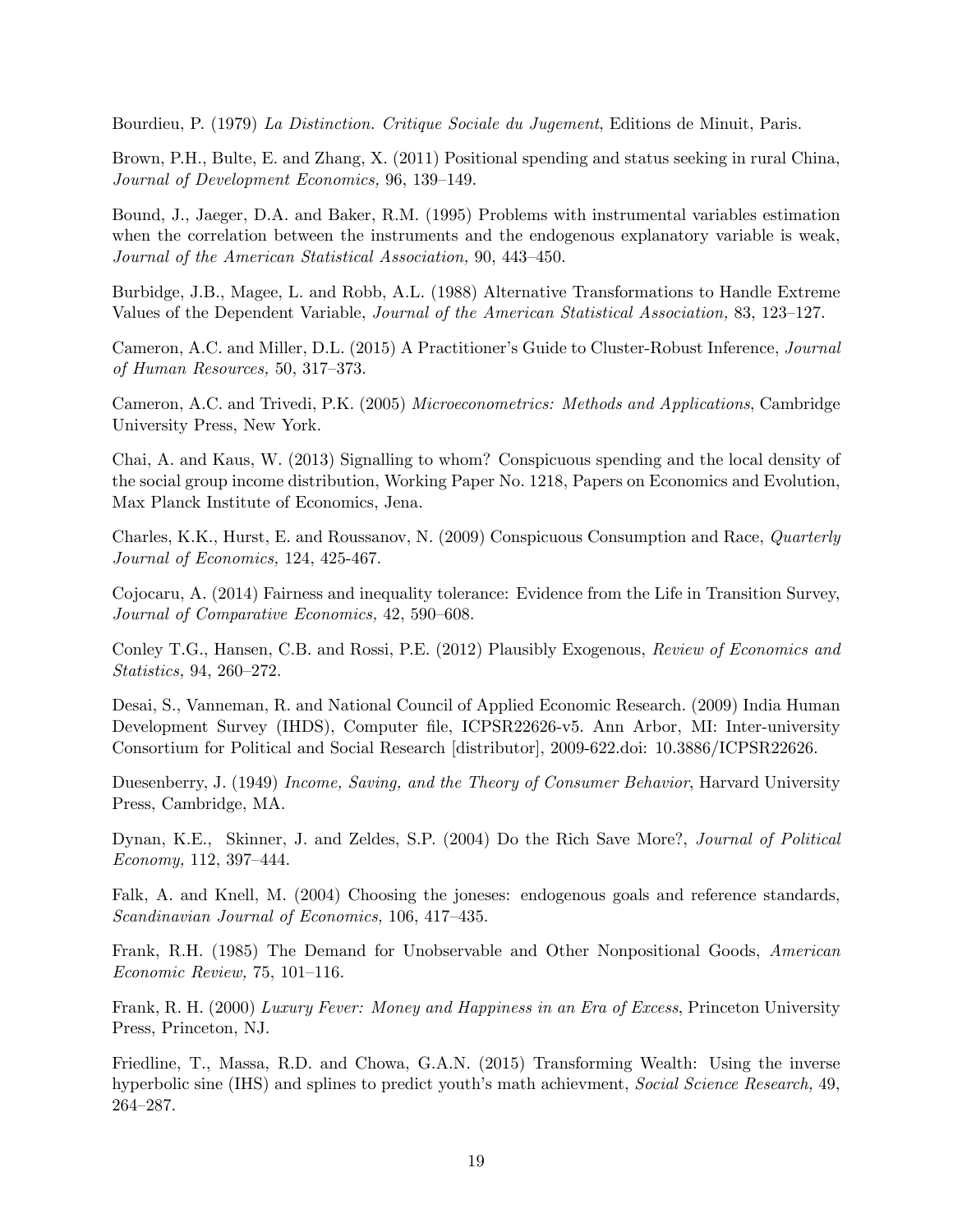Bourdieu, P. (1979) *La Distinction. Critique Sociale du Jugement*, Editions de Minuit, Paris.

Brown, P.H., Bulte, E. and Zhang, X. (2011) Positional spending and status seeking in rural China, *Journal of Development Economics,* 96, 139–149.

Bound, J., Jaeger, D.A. and Baker, R.M. (1995) Problems with instrumental variables estimation when the correlation between the instruments and the endogenous explanatory variable is weak, *Journal of the American Statistical Association,* 90, 443–450.

Burbidge, J.B., Magee, L. and Robb, A.L. (1988) Alternative Transformations to Handle Extreme Values of the Dependent Variable, *Journal of the American Statistical Association,* 83, 123–127.

Cameron, A.C. and Miller, D.L. (2015) A Practitioner's Guide to Cluster-Robust Inference, *Journal of Human Resources,* 50, 317–373.

Cameron, A.C. and Trivedi, P.K. (2005) *Microeconometrics: Methods and Applications*, Cambridge University Press, New York.

Chai, A. and Kaus, W. (2013) Signalling to whom? Conspicuous spending and the local density of the social group income distribution, Working Paper No. 1218, Papers on Economics and Evolution, Max Planck Institute of Economics, Jena.

Charles, K.K., Hurst, E. and Roussanov, N. (2009) Conspicuous Consumption and Race, *Quarterly Journal of Economics,* 124, 425-467.

Cojocaru, A. (2014) Fairness and inequality tolerance: Evidence from the Life in Transition Survey, *Journal of Comparative Economics,* 42, 590–608.

Conley T.G., Hansen, C.B. and Rossi, P.E. (2012) Plausibly Exogenous, *Review of Economics and Statistics,* 94, 260–272.

Desai, S., Vanneman, R. and National Council of Applied Economic Research. (2009) India Human Development Survey (IHDS), Computer file, ICPSR22626-v5. Ann Arbor, MI: Inter-university Consortium for Political and Social Research [distributor], 2009-622.doi: 10.3886/ICPSR22626.

Duesenberry, J. (1949) *Income, Saving, and the Theory of Consumer Behavior*, Harvard University Press, Cambridge, MA.

Dynan, K.E., Skinner, J. and Zeldes, S.P. (2004) Do the Rich Save More?, *Journal of Political Economy,* 112, 397–444.

Falk, A. and Knell, M. (2004) Choosing the joneses: endogenous goals and reference standards, *Scandinavian Journal of Economics,* 106, 417–435.

Frank, R.H. (1985) The Demand for Unobservable and Other Nonpositional Goods, *American Economic Review,* 75, 101–116.

Frank, R. H. (2000) *Luxury Fever: Money and Happiness in an Era of Excess*, Princeton University Press, Princeton, NJ.

Friedline, T., Massa, R.D. and Chowa, G.A.N. (2015) Transforming Wealth: Using the inverse hyperbolic sine (IHS) and splines to predict youth's math achievment, *Social Science Research,* 49, 264–287.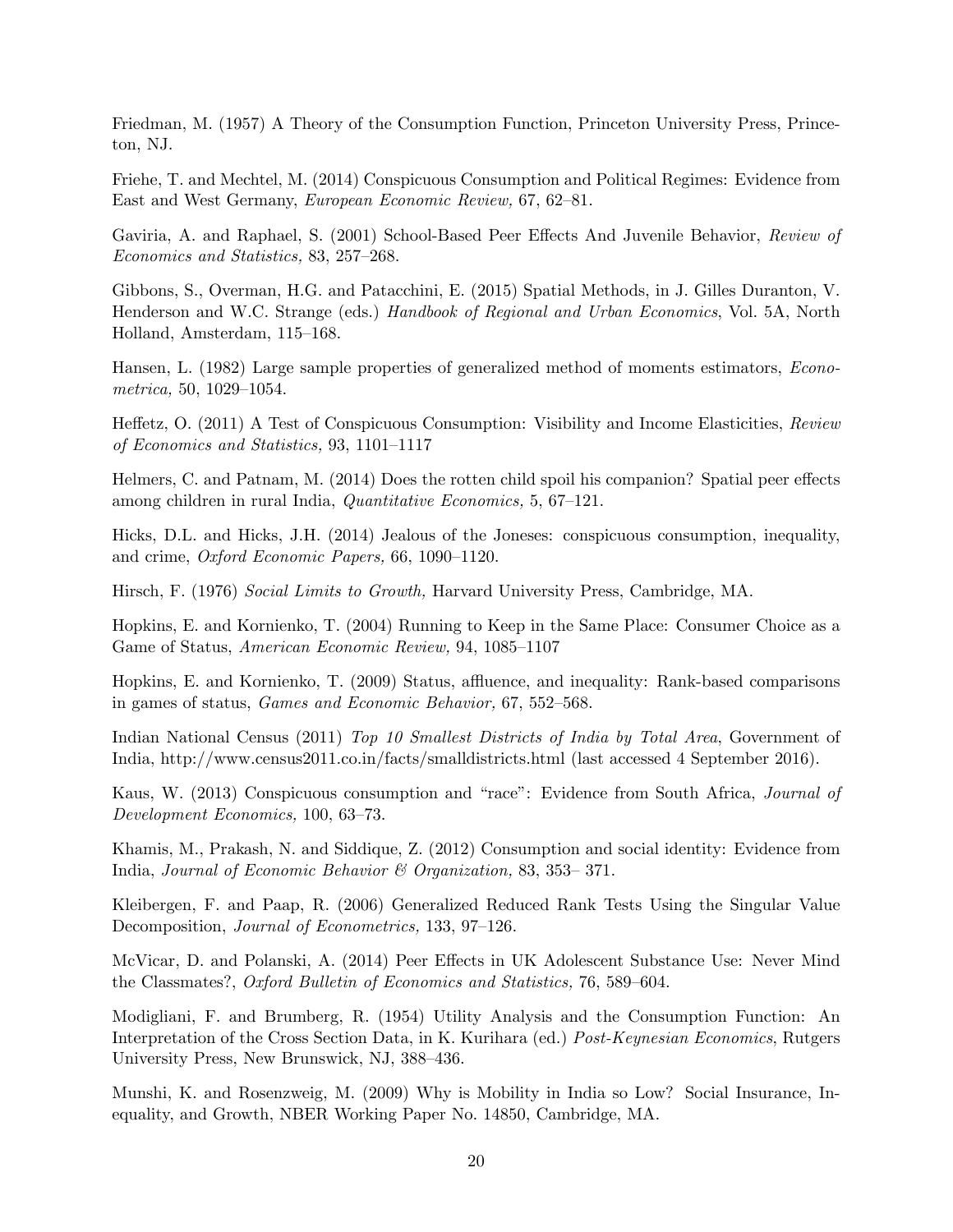Friedman, M. (1957) A Theory of the Consumption Function, Princeton University Press, Princeton, NJ.

Friehe, T. and Mechtel, M. (2014) Conspicuous Consumption and Political Regimes: Evidence from East and West Germany, *European Economic Review,* 67, 62–81.

Gaviria, A. and Raphael, S. (2001) School-Based Peer Effects And Juvenile Behavior, *Review of Economics and Statistics,* 83, 257–268.

Gibbons, S., Overman, H.G. and Patacchini, E. (2015) Spatial Methods, in J. Gilles Duranton, V. Henderson and W.C. Strange (eds.) *Handbook of Regional and Urban Economics*, Vol. 5A, North Holland, Amsterdam, 115–168.

Hansen, L. (1982) Large sample properties of generalized method of moments estimators, *Econometrica,* 50, 1029–1054.

Heffetz, O. (2011) A Test of Conspicuous Consumption: Visibility and Income Elasticities, *Review of Economics and Statistics,* 93, 1101–1117

Helmers, C. and Patnam, M. (2014) Does the rotten child spoil his companion? Spatial peer effects among children in rural India, *Quantitative Economics,* 5, 67–121.

Hicks, D.L. and Hicks, J.H. (2014) Jealous of the Joneses: conspicuous consumption, inequality, and crime, *Oxford Economic Papers,* 66, 1090–1120.

Hirsch, F. (1976) *Social Limits to Growth,* Harvard University Press, Cambridge, MA.

Hopkins, E. and Kornienko, T. (2004) Running to Keep in the Same Place: Consumer Choice as a Game of Status, *American Economic Review,* 94, 1085–1107

Hopkins, E. and Kornienko, T. (2009) Status, affluence, and inequality: Rank-based comparisons in games of status, *Games and Economic Behavior,* 67, 552–568.

Indian National Census (2011) *Top 10 Smallest Districts of India by Total Area*, Government of India, http://www.census2011.co.in/facts/smalldistricts.html (last accessed 4 September 2016).

Kaus, W. (2013) Conspicuous consumption and "race": Evidence from South Africa, *Journal of Development Economics,* 100, 63–73.

Khamis, M., Prakash, N. and Siddique, Z. (2012) Consumption and social identity: Evidence from India, *Journal of Economic Behavior & Organization,* 83, 353– 371.

Kleibergen, F. and Paap, R. (2006) Generalized Reduced Rank Tests Using the Singular Value Decomposition, *Journal of Econometrics,* 133, 97–126.

McVicar, D. and Polanski, A. (2014) Peer Effects in UK Adolescent Substance Use: Never Mind the Classmates?, *Oxford Bulletin of Economics and Statistics,* 76, 589–604.

Modigliani, F. and Brumberg, R. (1954) Utility Analysis and the Consumption Function: An Interpretation of the Cross Section Data, in K. Kurihara (ed.) *Post-Keynesian Economics*, Rutgers University Press, New Brunswick, NJ, 388–436.

Munshi, K. and Rosenzweig, M. (2009) Why is Mobility in India so Low? Social Insurance, Inequality, and Growth, NBER Working Paper No. 14850, Cambridge, MA.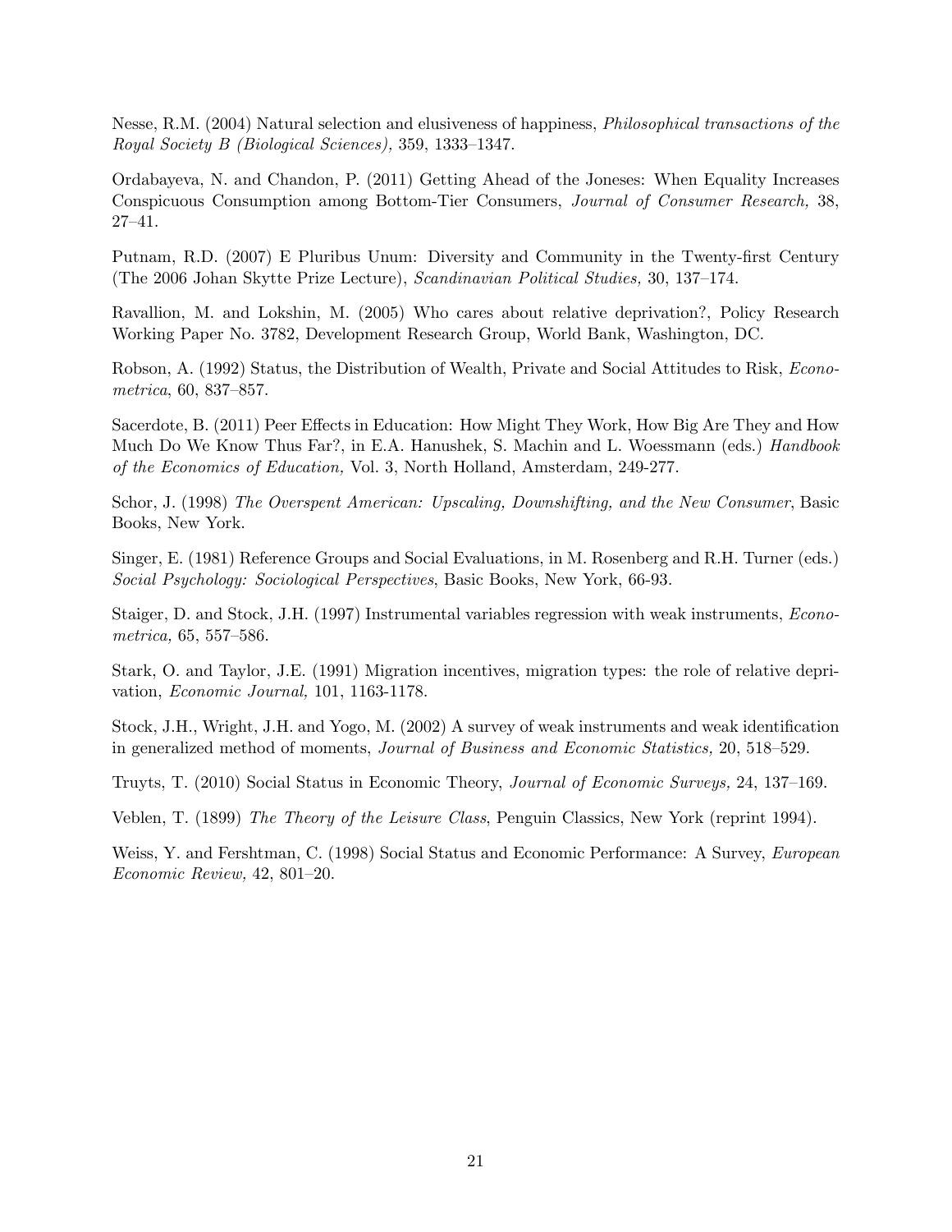Nesse, R.M. (2004) Natural selection and elusiveness of happiness, *Philosophical transactions of the Royal Society B (Biological Sciences),* 359, 1333–1347.

Ordabayeva, N. and Chandon, P. (2011) Getting Ahead of the Joneses: When Equality Increases Conspicuous Consumption among Bottom-Tier Consumers, *Journal of Consumer Research,* 38, 27–41.

Putnam, R.D. (2007) E Pluribus Unum: Diversity and Community in the Twenty-first Century (The 2006 Johan Skytte Prize Lecture), *Scandinavian Political Studies,* 30, 137–174.

Ravallion, M. and Lokshin, M. (2005) Who cares about relative deprivation?, Policy Research Working Paper No. 3782, Development Research Group, World Bank, Washington, DC.

Robson, A. (1992) Status, the Distribution of Wealth, Private and Social Attitudes to Risk, *Econometrica*, 60, 837–857.

Sacerdote, B. (2011) Peer Effects in Education: How Might They Work, How Big Are They and How Much Do We Know Thus Far?, in E.A. Hanushek, S. Machin and L. Woessmann (eds.) *Handbook of the Economics of Education,* Vol. 3, North Holland, Amsterdam, 249-277.

Schor, J. (1998) *The Overspent American: Upscaling, Downshifting, and the New Consumer*, Basic Books, New York.

Singer, E. (1981) Reference Groups and Social Evaluations, in M. Rosenberg and R.H. Turner (eds.) *Social Psychology: Sociological Perspectives*, Basic Books, New York, 66-93.

Staiger, D. and Stock, J.H. (1997) Instrumental variables regression with weak instruments, *Econometrica,* 65, 557–586.

Stark, O. and Taylor, J.E. (1991) Migration incentives, migration types: the role of relative deprivation, *Economic Journal,* 101, 1163-1178.

Stock, J.H., Wright, J.H. and Yogo, M. (2002) A survey of weak instruments and weak identification in generalized method of moments, *Journal of Business and Economic Statistics,* 20, 518–529.

Truyts, T. (2010) Social Status in Economic Theory, *Journal of Economic Surveys,* 24, 137–169.

Veblen, T. (1899) *The Theory of the Leisure Class*, Penguin Classics, New York (reprint 1994).

Weiss, Y. and Fershtman, C. (1998) Social Status and Economic Performance: A Survey, *European Economic Review,* 42, 801–20.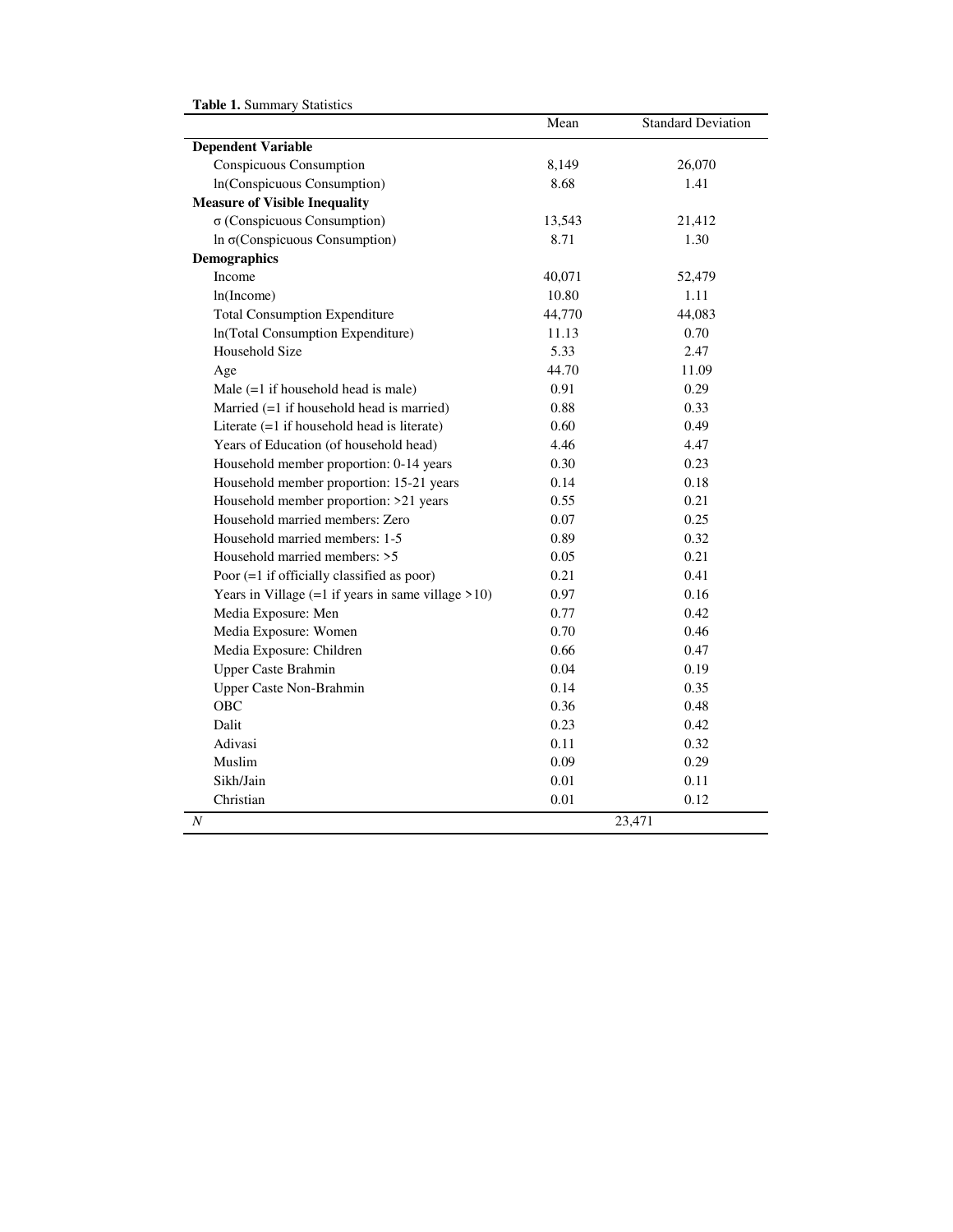**Table 1.** Summary Statistics

| | Mean | Standard Deviation |
|---|---|---|
| **Dependent Variable** | | |
| Conspicuous Consumption | 8,149 | 26,070 |
| ln(Conspicuous Consumption) | 8.68 | 1.41 |
| **Measure of Visible Inequality** | | |
| σ (Conspicuous Consumption) | 13,543 | 21,412 |
| ln σ(Conspicuous Consumption) | 8.71 | 1.30 |
| **Demographics** | | |
| Income | 40,071 | 52,479 |
| ln(Income) | 10.80 | 1.11 |
| Total Consumption Expenditure | 44,770 | 44,083 |
| ln(Total Consumption Expenditure) | 11.13 | 0.70 |
| Household Size | 5.33 | 2.47 |
| Age | 44.70 | 11.09 |
| Male (=1 if household head is male) | 0.91 | 0.29 |
| Married (=1 if household head is married) | 0.88 | 0.33 |
| Literate (=1 if household head is literate) | 0.60 | 0.49 |
| Years of Education (of household head) | 4.46 | 4.47 |
| Household member proportion: 0-14 years | 0.30 | 0.23 |
| Household member proportion: 15-21 years | 0.14 | 0.18 |
| Household member proportion: >21 years | 0.55 | 0.21 |
| Household married members: Zero | 0.07 | 0.25 |
| Household married members: 1-5 | 0.89 | 0.32 |
| Household married members: >5 | 0.05 | 0.21 |
| Poor (=1 if officially classified as poor) | 0.21 | 0.41 |
| Years in Village (=1 if years in same village >10) | 0.97 | 0.16 |
| Media Exposure: Men | 0.77 | 0.42 |
| Media Exposure: Women | 0.70 | 0.46 |
| Media Exposure: Children | 0.66 | 0.47 |
| Upper Caste Brahmin | 0.04 | 0.19 |
| Upper Caste Non-Brahmin | 0.14 | 0.35 |
| OBC | 0.36 | 0.48 |
| Dalit | 0.23 | 0.42 |
| Adivasi | 0.11 | 0.32 |
| Muslim | 0.09 | 0.29 |
| Sikh/Jain | 0.01 | 0.11 |
| Christian | 0.01 | 0.12 |
| *N* | 23,471 | |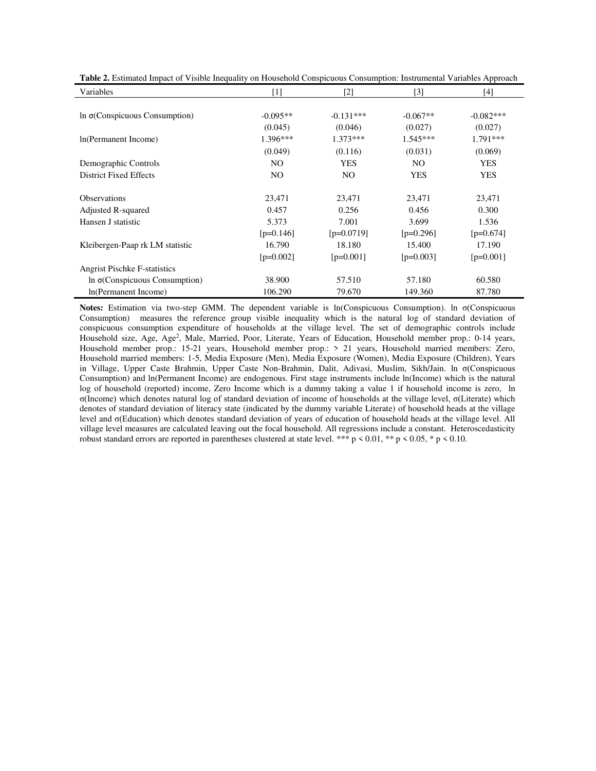**Table 2.** Estimated Impact of Visible Inequality on Household Conspicuous Consumption: Instrumental Variables Approach

| Variables | [1] | [2] | [3] | [4] |
|---|---|---|---|---|
| ln σ(Conspicuous Consumption) | -0.095** | -0.131*** | -0.067** | -0.082*** |
| | (0.045) | (0.046) | (0.027) | (0.027) |
| ln(Permanent Income) | 1.396*** | 1.373*** | 1.545*** | 1.791*** |
| | (0.049) | (0.116) | (0.031) | (0.069) |
| Demographic Controls | NO | YES | NO | YES |
| District Fixed Effects | NO | NO | YES | YES |
| Observations | 23,471 | 23,471 | 23,471 | 23,471 |
| Adjusted R-squared | 0.457 | 0.256 | 0.456 | 0.300 |
| Hansen J statistic | 5.373 | 7.001 | 3.699 | 1.536 |
| | [p=0.146] | [p=0.0719] | [p=0.296] | [p=0.674] |
| Kleibergen-Paap rk LM statistic | 16.790 | 18.180 | 15.400 | 17.190 |
| | [p=0.002] | [p=0.001] | [p=0.003] | [p=0.001] |
| Angrist Pischke F-statistics | | | | |
| ln σ(Conspicuous Consumption) | 38.900 | 57.510 | 57.180 | 60.580 |
| ln(Permanent Income) | 106.290 | 79.670 | 149.360 | 87.780 |

**Notes:** Estimation via two-step GMM. The dependent variable is ln(Conspicuous Consumption). ln σ(Conspicuous Consumption) measures the reference group visible inequality which is the natural log of standard deviation of conspicuous consumption expenditure of households at the village level. The set of demographic controls include Household size, Age, Age$^2$, Male, Married, Poor, Literate, Years of Education, Household member prop.: 0-14 years, Household member prop.: 15-21 years, Household member prop.: > 21 years, Household married members: Zero, Household married members: 1-5, Media Exposure (Men), Media Exposure (Women), Media Exposure (Children), Years in Village, Upper Caste Brahmin, Upper Caste Non-Brahmin, Dalit, Adivasi, Muslim, Sikh/Jain. ln σ(Conspicuous Consumption) and ln(Permanent Income) are endogenous. First stage instruments include ln(Income) which is the natural log of household (reported) income, Zero Income which is a dummy taking a value 1 if household income is zero, ln σ(Income) which denotes natural log of standard deviation of income of households at the village level, σ(Literate) which denotes of standard deviation of literacy state (indicated by the dummy variable Literate) of household heads at the village level and σ(Education) which denotes standard deviation of years of education of household heads at the village level. All village level measures are calculated leaving out the focal household. All regressions include a constant. Heteroscedasticity robust standard errors are reported in parentheses clustered at state level. *** $p < 0.01$, ** $p < 0.05$, * $p < 0.10$.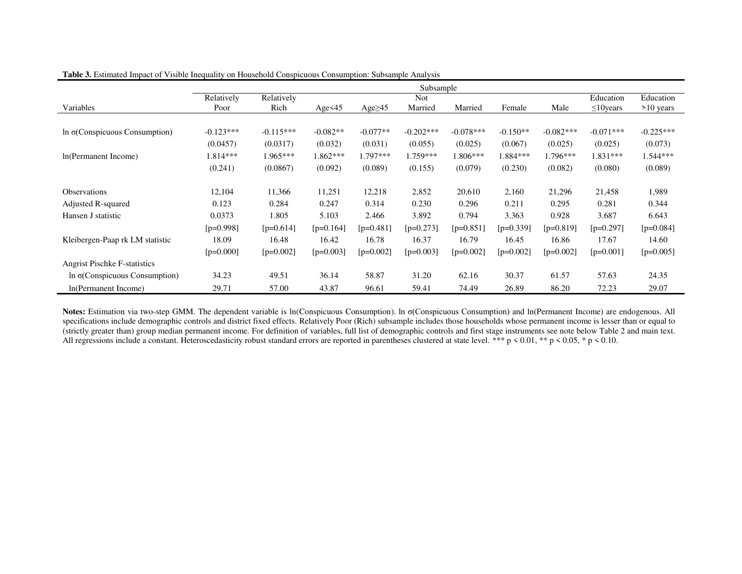**Table 3.** Estimated Impact of Visible Inequality on Household Conspicuous Consumption: Subsample Analysis

| | Subsample | | | | | | | | | |
|---|---|---|---|---|---|---|---|---|---|---|
| Variables | Relatively Poor | Relatively Rich | Age<45 | Age≥45 | Not Married | Married | Female | Male | Education ≤10years | Education >10 years |
| ln σ(Conspicuous Consumption) | -0.123*** | -0.115*** | -0.082** | -0.077** | -0.202*** | -0.078*** | -0.150** | -0.082*** | -0.071*** | -0.225*** |
| | (0.0457) | (0.0317) | (0.032) | (0.031) | (0.055) | (0.025) | (0.067) | (0.025) | (0.025) | (0.073) |
| ln(Permanent Income) | 1.814*** | 1.965*** | 1.862*** | 1.797*** | 1.759*** | 1.806*** | 1.884*** | 1.796*** | 1.831*** | 1.544*** |
| | (0.241) | (0.0867) | (0.092) | (0.089) | (0.155) | (0.079) | (0.230) | (0.082) | (0.080) | (0.089) |
| Observations | 12,104 | 11,366 | 11,251 | 12,218 | 2,852 | 20,610 | 2,160 | 21,296 | 21,458 | 1,989 |
| Adjusted R-squared | 0.123 | 0.284 | 0.247 | 0.314 | 0.230 | 0.296 | 0.211 | 0.295 | 0.281 | 0.344 |
| Hansen J statistic | 0.0373 | 1.805 | 5.103 | 2.466 | 3.892 | 0.794 | 3.363 | 0.928 | 3.687 | 6.643 |
| | [p=0.998] | [p=0.614] | [p=0.164] | [p=0.481] | [p=0.273] | [p=0.851] | [p=0.339] | [p=0.819] | [p=0.297] | [p=0.084] |
| Kleibergen-Paap rk LM statistic | 18.09 | 16.48 | 16.42 | 16.78 | 16.37 | 16.79 | 16.45 | 16.86 | 17.67 | 14.60 |
| | [p=0.000] | [p=0.002] | [p=0.003] | [p=0.002] | [p=0.003] | [p=0.002] | [p=0.002] | [p=0.002] | [p=0.001] | [p=0.005] |
| Angrist Pischke F-statistics | | | | | | | | | | |
| ln σ(Conspicuous Consumption) | 34.23 | 49.51 | 36.14 | 58.87 | 31.20 | 62.16 | 30.37 | 61.57 | 57.63 | 24.35 |
| ln(Permanent Income) | 29.71 | 57.00 | 43.87 | 96.61 | 59.41 | 74.49 | 26.89 | 86.20 | 72.23 | 29.07 |

**Notes:** Estimation via two-step GMM. The dependent variable is ln(Conspicuous Consumption). ln σ(Conspicuous Consumption) and ln(Permanent Income) are endogenous. All specifications include demographic controls and district fixed effects. Relatively Poor (Rich) subsample includes those households whose permanent income is lesser than or equal to (strictly greater than) group median permanent income. For definition of variables, full list of demographic controls and first stage instruments see note below Table 2 and main text. All regressions include a constant. Heteroscedasticity robust standard errors are reported in parentheses clustered at state level. *** $p < 0.01$, ** $p < 0.05$, * $p < 0.10$.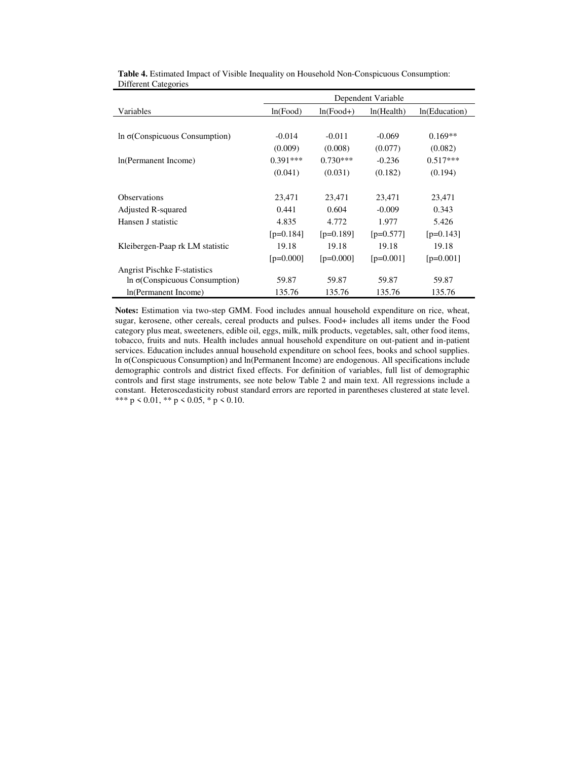**Table 4.** Estimated Impact of Visible Inequality on Household Non-Conspicuous Consumption: Different Categories

| | Dependent Variable | | | |
|---|---|---|---|---|
| Variables | ln(Food) | ln(Food+) | ln(Health) | ln(Education) |
| ln σ(Conspicuous Consumption) | -0.014 | -0.011 | -0.069 | 0.169** |
| | (0.009) | (0.008) | (0.077) | (0.082) |
| ln(Permanent Income) | 0.391*** | 0.730*** | -0.236 | 0.517*** |
| | (0.041) | (0.031) | (0.182) | (0.194) |
| Observations | 23,471 | 23,471 | 23,471 | 23,471 |
| Adjusted R-squared | 0.441 | 0.604 | -0.009 | 0.343 |
| Hansen J statistic | 4.835 | 4.772 | 1.977 | 5.426 |
| | [p=0.184] | [p=0.189] | [p=0.577] | [p=0.143] |
| Kleibergen-Paap rk LM statistic | 19.18 | 19.18 | 19.18 | 19.18 |
| | [p=0.000] | [p=0.000] | [p=0.001] | [p=0.001] |
| Angrist Pischke F-statistics | | | | |
| ln σ(Conspicuous Consumption) | 59.87 | 59.87 | 59.87 | 59.87 |
| ln(Permanent Income) | 135.76 | 135.76 | 135.76 | 135.76 |

**Notes:** Estimation via two-step GMM. Food includes annual household expenditure on rice, wheat, sugar, kerosene, other cereals, cereal products and pulses. Food+ includes all items under the Food category plus meat, sweeteners, edible oil, eggs, milk, milk products, vegetables, salt, other food items, tobacco, fruits and nuts. Health includes annual household expenditure on out-patient and in-patient services. Education includes annual household expenditure on school fees, books and school supplies. ln σ(Conspicuous Consumption) and ln(Permanent Income) are endogenous. All specifications include demographic controls and district fixed effects. For definition of variables, full list of demographic controls and first stage instruments, see note below Table 2 and main text. All regressions include a constant. Heteroscedasticity robust standard errors are reported in parentheses clustered at state level. *** $p < 0.01$, ** $p < 0.05$, * $p < 0.10$.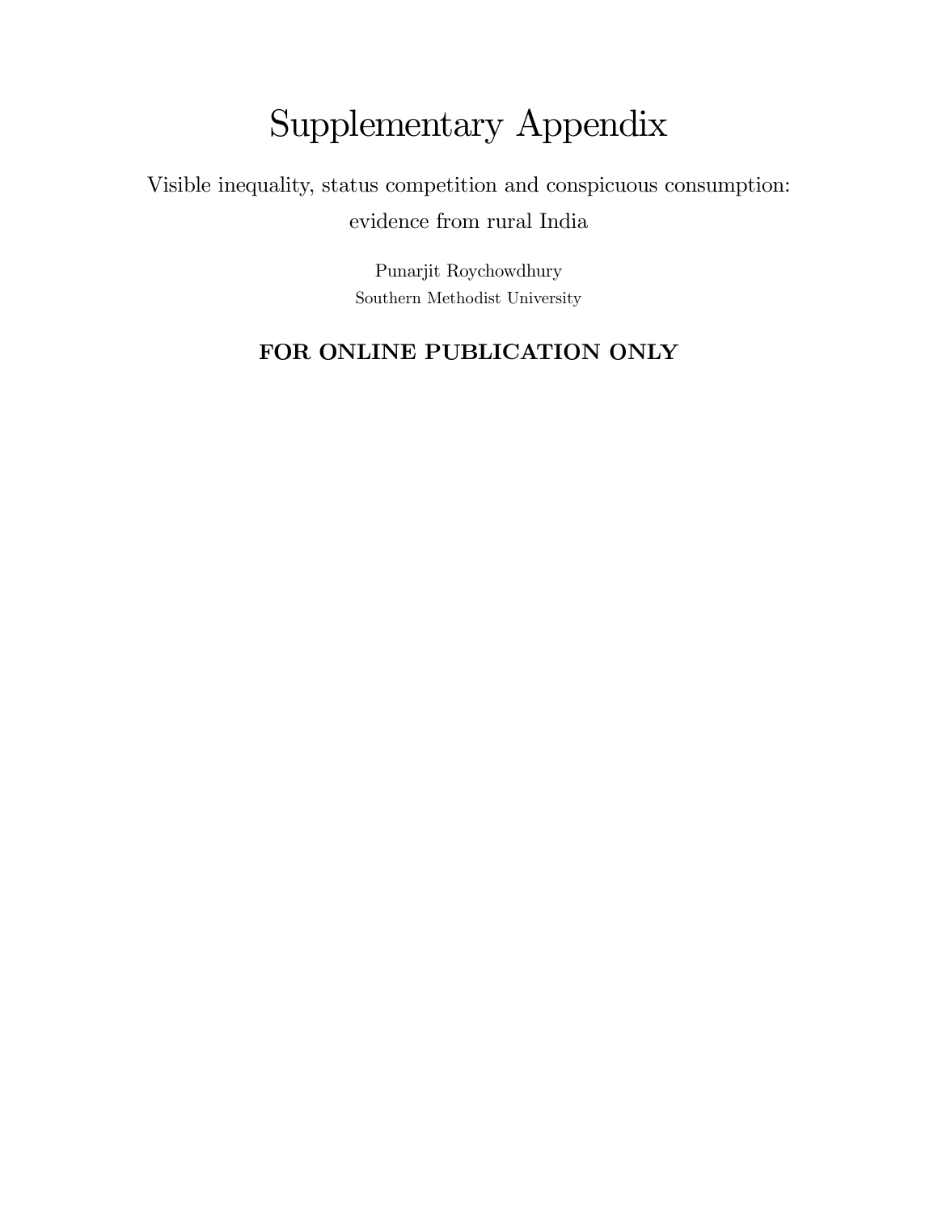# Supplementary Appendix

Visible inequality, status competition and conspicuous consumption: evidence from rural India

Punarjit Roychowdhury
Southern Methodist University

**FOR ONLINE PUBLICATION ONLY**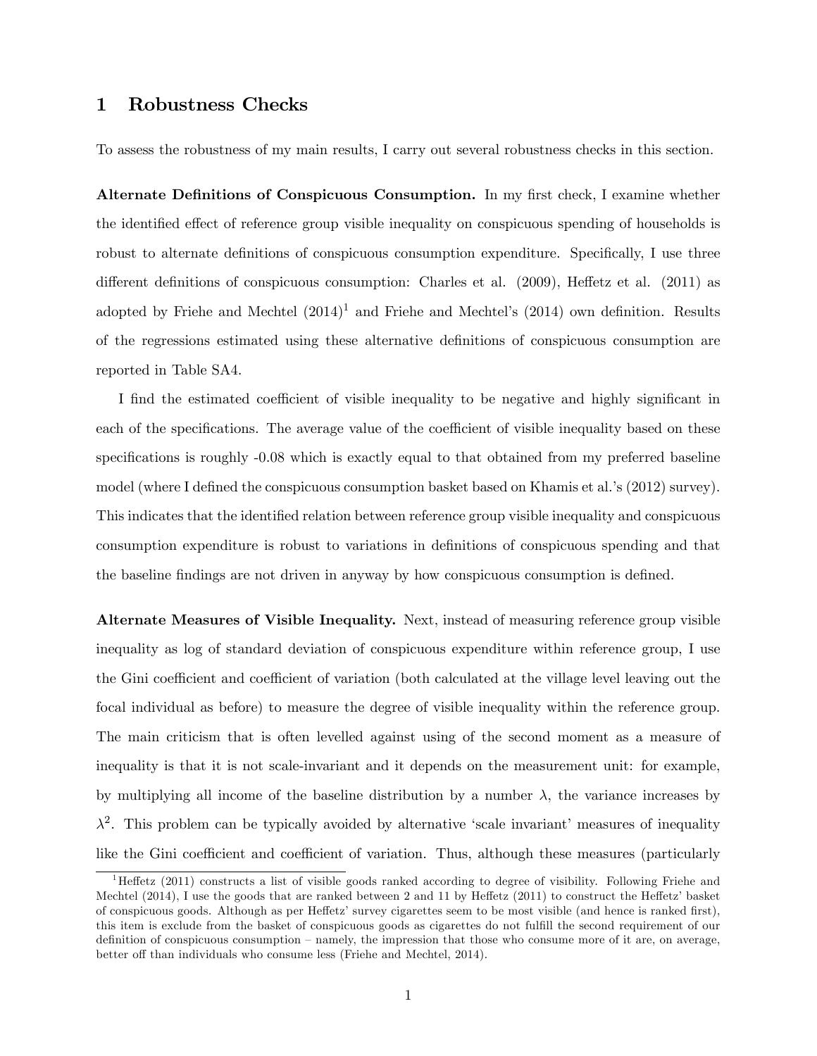# 1 Robustness Checks

To assess the robustness of my main results, I carry out several robustness checks in this section.

**Alternate Definitions of Conspicuous Consumption.** In my first check, I examine whether the identified effect of reference group visible inequality on conspicuous spending of households is robust to alternate definitions of conspicuous consumption expenditure. Specifically, I use three different definitions of conspicuous consumption: Charles et al. (2009), Heffetz et al. (2011) as adopted by Friehe and Mechtel (2014)[1] and Friehe and Mechtel's (2014) own definition. Results of the regressions estimated using these alternative definitions of conspicuous consumption are reported in Table SA4.

I find the estimated coefficient of visible inequality to be negative and highly significant in each of the specifications. The average value of the coefficient of visible inequality based on these specifications is roughly -0.08 which is exactly equal to that obtained from my preferred baseline model (where I defined the conspicuous consumption basket based on Khamis et al.'s (2012) survey). This indicates that the identified relation between reference group visible inequality and conspicuous consumption expenditure is robust to variations in definitions of conspicuous spending and that the baseline findings are not driven in anyway by how conspicuous consumption is defined.

**Alternate Measures of Visible Inequality.** Next, instead of measuring reference group visible inequality as log of standard deviation of conspicuous expenditure within reference group, I use the Gini coefficient and coefficient of variation (both calculated at the village level leaving out the focal individual as before) to measure the degree of visible inequality within the reference group. The main criticism that is often levelled against using of the second moment as a measure of inequality is that it is not scale-invariant and it depends on the measurement unit: for example, by multiplying all income of the baseline distribution by a number $\lambda$, the variance increases by $\lambda^2$. This problem can be typically avoided by alternative 'scale invariant' measures of inequality like the Gini coefficient and coefficient of variation. Thus, although these measures (particularly

---

[1] Heffetz (2011) constructs a list of visible goods ranked according to degree of visibility. Following Friehe and Mechtel (2014), I use the goods that are ranked between 2 and 11 by Heffetz (2011) to construct the Heffetz' basket of conspicuous goods. Although as per Heffetz' survey cigarettes seem to be most visible (and hence is ranked first), this item is exclude from the basket of conspicuous goods as cigarettes do not fulfill the second requirement of our definition of conspicuous consumption – namely, the impression that those who consume more of it are, on average, better off than individuals who consume less (Friehe and Mechtel, 2014).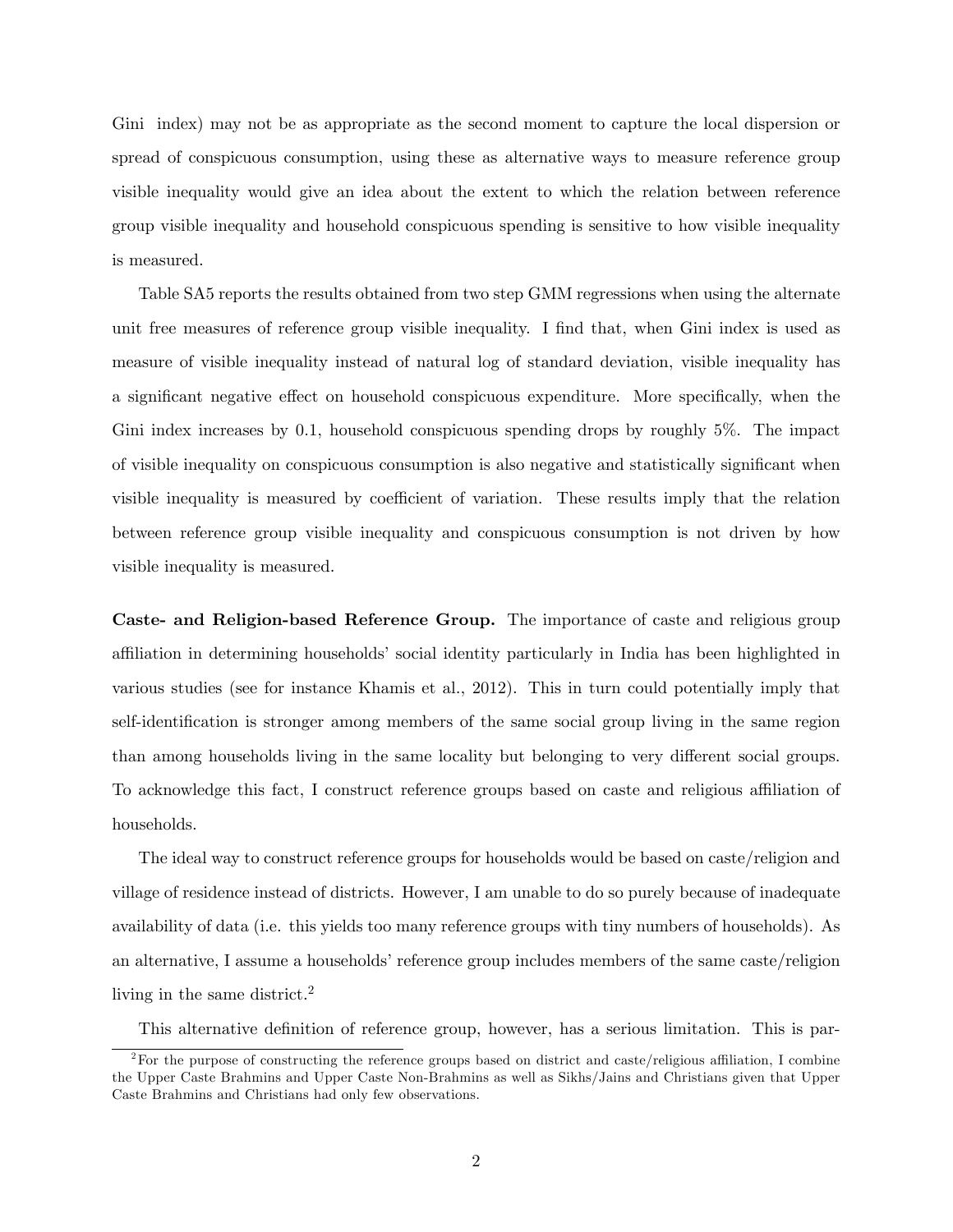Gini index) may not be as appropriate as the second moment to capture the local dispersion or spread of conspicuous consumption, using these as alternative ways to measure reference group visible inequality would give an idea about the extent to which the relation between reference group visible inequality and household conspicuous spending is sensitive to how visible inequality is measured.

Table SA5 reports the results obtained from two step GMM regressions when using the alternate unit free measures of reference group visible inequality. I find that, when Gini index is used as measure of visible inequality instead of natural log of standard deviation, visible inequality has a significant negative effect on household conspicuous expenditure. More specifically, when the Gini index increases by 0.1, household conspicuous spending drops by roughly 5%. The impact of visible inequality on conspicuous consumption is also negative and statistically significant when visible inequality is measured by coefficient of variation. These results imply that the relation between reference group visible inequality and conspicuous consumption is not driven by how visible inequality is measured.

**Caste- and Religion-based Reference Group.** The importance of caste and religious group affiliation in determining households' social identity particularly in India has been highlighted in various studies (see for instance Khamis et al., 2012). This in turn could potentially imply that self-identification is stronger among members of the same social group living in the same region than among households living in the same locality but belonging to very different social groups. To acknowledge this fact, I construct reference groups based on caste and religious affiliation of households.

The ideal way to construct reference groups for households would be based on caste/religion and village of residence instead of districts. However, I am unable to do so purely because of inadequate availability of data (i.e. this yields too many reference groups with tiny numbers of households). As an alternative, I assume a households' reference group includes members of the same caste/religion living in the same district.[2]

This alternative definition of reference group, however, has a serious limitation. This is par-

[2] For the purpose of constructing the reference groups based on district and caste/religious affiliation, I combine the Upper Caste Brahmins and Upper Caste Non-Brahmins as well as Sikhs/Jains and Christians given that Upper Caste Brahmins and Christians had only few observations.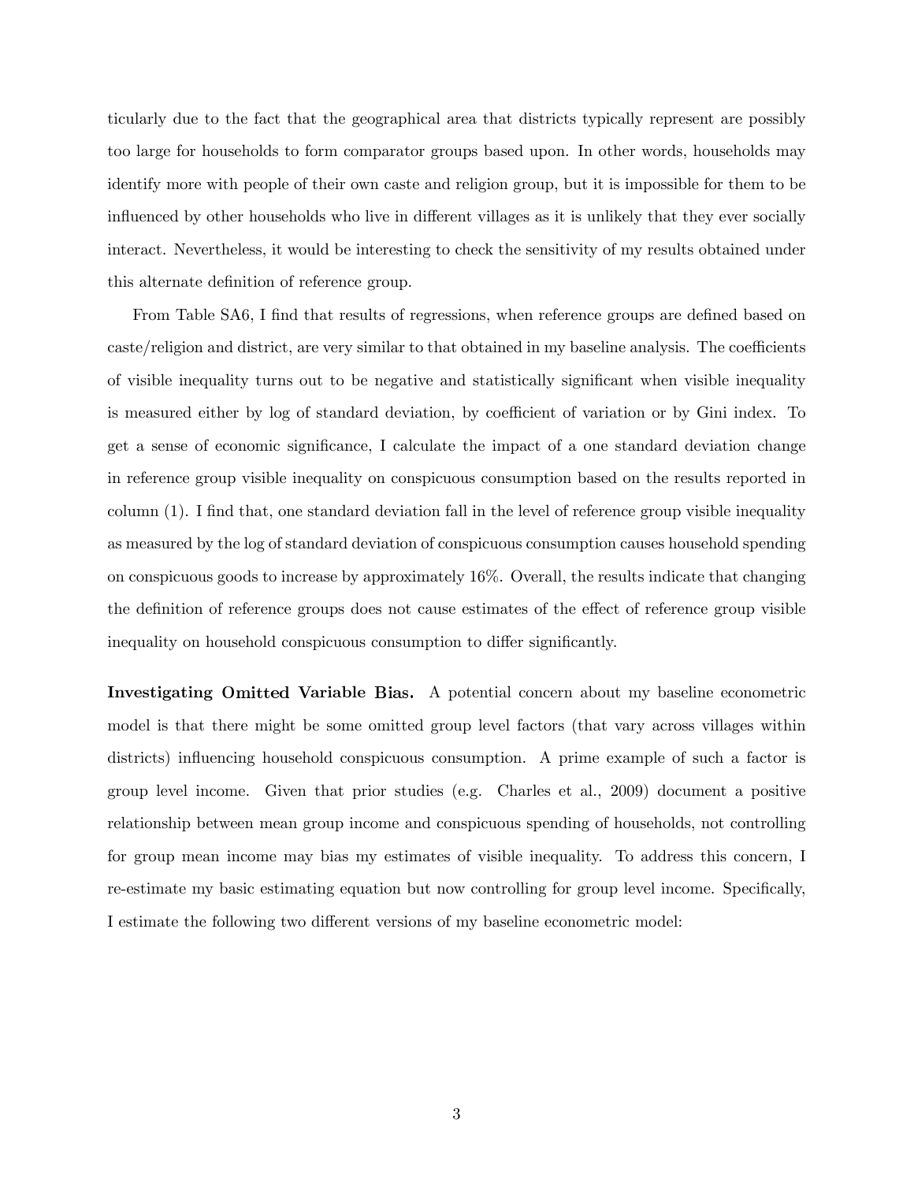ticularly due to the fact that the geographical area that districts typically represent are possibly too large for households to form comparator groups based upon. In other words, households may identify more with people of their own caste and religion group, but it is impossible for them to be influenced by other households who live in different villages as it is unlikely that they ever socially interact. Nevertheless, it would be interesting to check the sensitivity of my results obtained under this alternate definition of reference group.

From Table SA6, I find that results of regressions, when reference groups are defined based on caste/religion and district, are very similar to that obtained in my baseline analysis. The coefficients of visible inequality turns out to be negative and statistically significant when visible inequality is measured either by log of standard deviation, by coefficient of variation or by Gini index. To get a sense of economic significance, I calculate the impact of a one standard deviation change in reference group visible inequality on conspicuous consumption based on the results reported in column (1). I find that, one standard deviation fall in the level of reference group visible inequality as measured by the log of standard deviation of conspicuous consumption causes household spending on conspicuous goods to increase by approximately 16%. Overall, the results indicate that changing the definition of reference groups does not cause estimates of the effect of reference group visible inequality on household conspicuous consumption to differ significantly.

**Investigating Omitted Variable Bias.** A potential concern about my baseline econometric model is that there might be some omitted group level factors (that vary across villages within districts) influencing household conspicuous consumption. A prime example of such a factor is group level income. Given that prior studies (e.g. Charles et al., 2009) document a positive relationship between mean group income and conspicuous spending of households, not controlling for group mean income may bias my estimates of visible inequality. To address this concern, I re-estimate my basic estimating equation but now controlling for group level income. Specifically, I estimate the following two different versions of my baseline econometric model: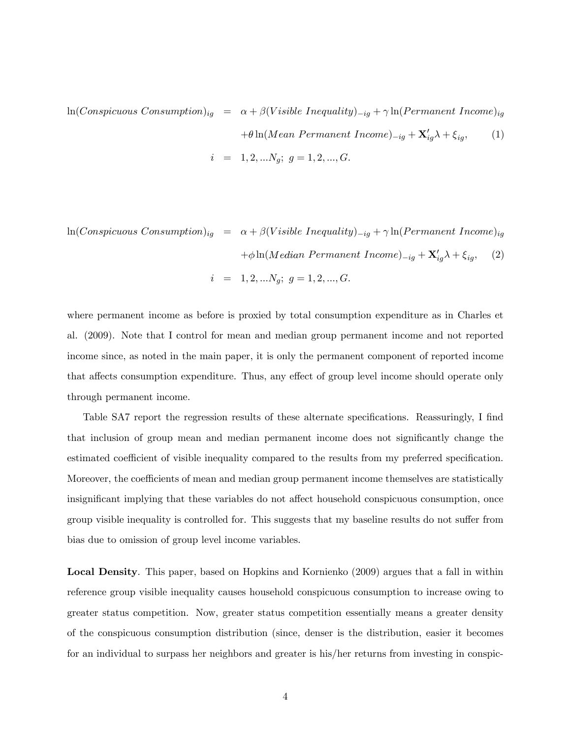$$
\begin{aligned}
\ln(Conspicuous\ Consumption)_{ig} &= \alpha + \beta(Visible\ Inequality)_{-ig} + \gamma \ln(Permanent\ Income)_{ig} \\
&\quad + \theta \ln(Mean\ Permanent\ Income)_{-ig} + \mathbf{X}'_{ig}\lambda + \xi_{ig}, \qquad (1) \\
i &= 1, 2, ...N_g;\ g = 1, 2, ..., G.
\end{aligned}
$$

$$
\begin{aligned}
\ln(Conspicuous\ Consumption)_{ig} &= \alpha + \beta(Visible\ Inequality)_{-ig} + \gamma \ln(Permanent\ Income)_{ig} \\
&\quad + \phi \ln(Median\ Permanent\ Income)_{-ig} + \mathbf{X}'_{ig}\lambda + \xi_{ig}, \qquad (2) \\
i &= 1, 2, ...N_g;\ g = 1, 2, ..., G.
\end{aligned}
$$

where permanent income as before is proxied by total consumption expenditure as in Charles et al. (2009). Note that I control for mean and median group permanent income and not reported income since, as noted in the main paper, it is only the permanent component of reported income that affects consumption expenditure. Thus, any effect of group level income should operate only through permanent income.

Table SA7 report the regression results of these alternate specifications. Reassuringly, I find that inclusion of group mean and median permanent income does not significantly change the estimated coefficient of visible inequality compared to the results from my preferred specification. Moreover, the coefficients of mean and median group permanent income themselves are statistically insignificant implying that these variables do not affect household conspicuous consumption, once group visible inequality is controlled for. This suggests that my baseline results do not suffer from bias due to omission of group level income variables.

**Local Density**. This paper, based on Hopkins and Kornienko (2009) argues that a fall in within reference group visible inequality causes household conspicuous consumption to increase owing to greater status competition. Now, greater status competition essentially means a greater density of the conspicuous consumption distribution (since, denser is the distribution, easier it becomes for an individual to surpass her neighbors and greater is his/her returns from investing in conspic-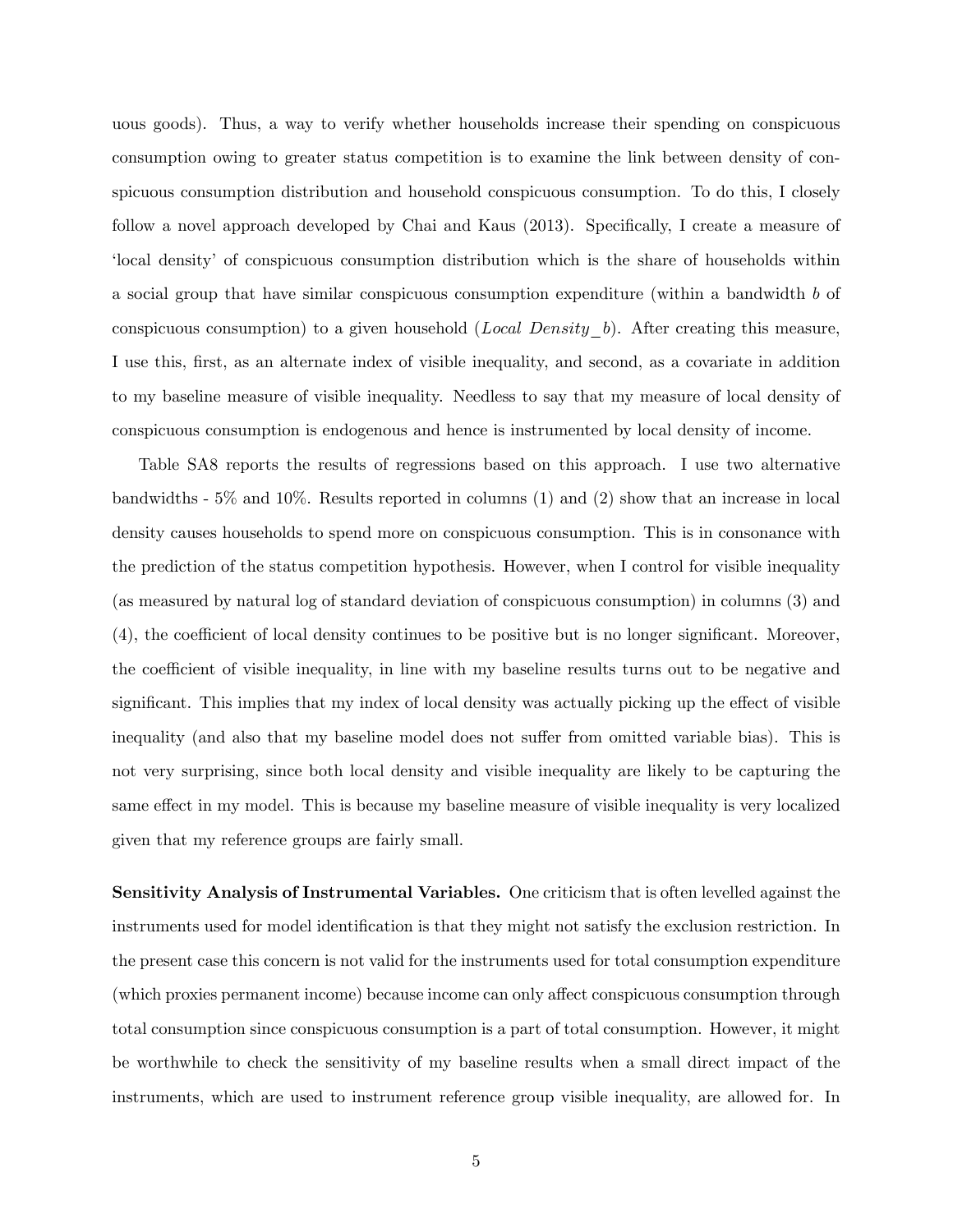uous goods). Thus, a way to verify whether households increase their spending on conspicuous consumption owing to greater status competition is to examine the link between density of conspicuous consumption distribution and household conspicuous consumption. To do this, I closely follow a novel approach developed by Chai and Kaus (2013). Specifically, I create a measure of 'local density' of conspicuous consumption distribution which is the share of households within a social group that have similar conspicuous consumption expenditure (within a bandwidth $b$ of conspicuous consumption) to a given household (*Local Density_b*). After creating this measure, I use this, first, as an alternate index of visible inequality, and second, as a covariate in addition to my baseline measure of visible inequality. Needless to say that my measure of local density of conspicuous consumption is endogenous and hence is instrumented by local density of income.

Table SA8 reports the results of regressions based on this approach. I use two alternative bandwidths - 5% and 10%. Results reported in columns (1) and (2) show that an increase in local density causes households to spend more on conspicuous consumption. This is in consonance with the prediction of the status competition hypothesis. However, when I control for visible inequality (as measured by natural log of standard deviation of conspicuous consumption) in columns (3) and (4), the coefficient of local density continues to be positive but is no longer significant. Moreover, the coefficient of visible inequality, in line with my baseline results turns out to be negative and significant. This implies that my index of local density was actually picking up the effect of visible inequality (and also that my baseline model does not suffer from omitted variable bias). This is not very surprising, since both local density and visible inequality are likely to be capturing the same effect in my model. This is because my baseline measure of visible inequality is very localized given that my reference groups are fairly small.

**Sensitivity Analysis of Instrumental Variables.** One criticism that is often levelled against the instruments used for model identification is that they might not satisfy the exclusion restriction. In the present case this concern is not valid for the instruments used for total consumption expenditure (which proxies permanent income) because income can only affect conspicuous consumption through total consumption since conspicuous consumption is a part of total consumption. However, it might be worthwhile to check the sensitivity of my baseline results when a small direct impact of the instruments, which are used to instrument reference group visible inequality, are allowed for. In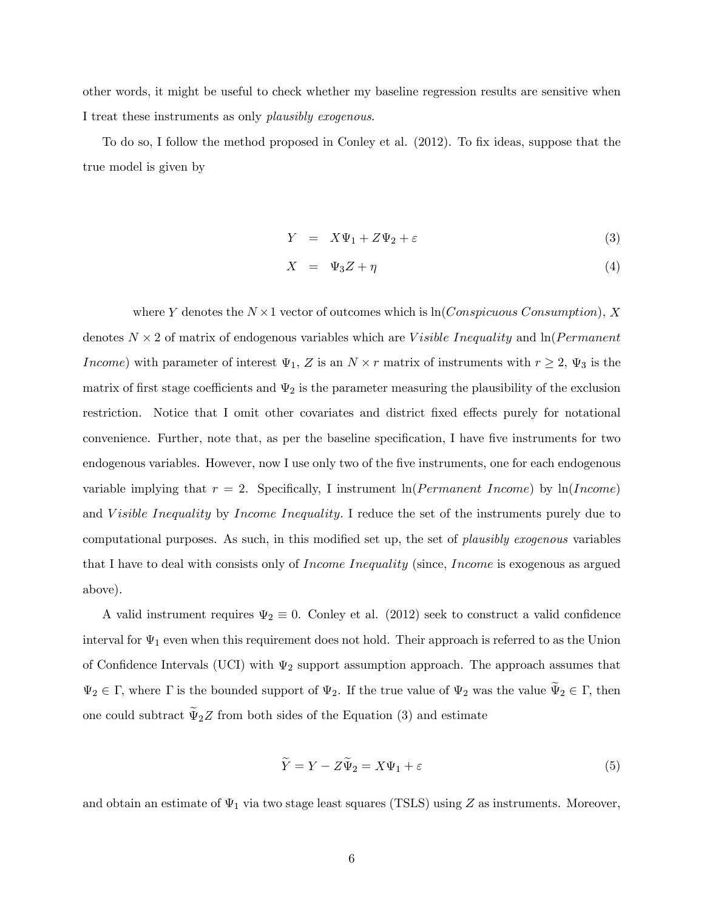other words, it might be useful to check whether my baseline regression results are sensitive when I treat these instruments as only *plausibly exogenous*.

To do so, I follow the method proposed in Conley et al. (2012). To fix ideas, suppose that the true model is given by

$$Y = X\Psi_1 + Z\Psi_2 + \varepsilon \tag{3}$$

$$X = \Psi_3 Z + \eta \tag{4}$$

where $Y$ denotes the $N \times 1$ vector of outcomes which is ln(*Conspicuous Consumption*), $X$ denotes $N \times 2$ of matrix of endogenous variables which are *Visible Inequality* and ln(*Permanent Income*) with parameter of interest $\Psi_1$, $Z$ is an $N \times r$ matrix of instruments with $r \geq 2$, $\Psi_3$ is the matrix of first stage coefficients and $\Psi_2$ is the parameter measuring the plausibility of the exclusion restriction. Notice that I omit other covariates and district fixed effects purely for notational convenience. Further, note that, as per the baseline specification, I have five instruments for two endogenous variables. However, now I use only two of the five instruments, one for each endogenous variable implying that $r = 2$. Specifically, I instrument ln(*Permanent Income*) by ln(*Income*) and *Visible Inequality* by *Income Inequality*. I reduce the set of the instruments purely due to computational purposes. As such, in this modified set up, the set of *plausibly exogenous* variables that I have to deal with consists only of *Income Inequality* (since, *Income* is exogenous as argued above).

A valid instrument requires $\Psi_2 \equiv 0$. Conley et al. (2012) seek to construct a valid confidence interval for $\Psi_1$ even when this requirement does not hold. Their approach is referred to as the Union of Confidence Intervals (UCI) with $\Psi_2$ support assumption approach. The approach assumes that $\Psi_2 \in \Gamma$, where $\Gamma$ is the bounded support of $\Psi_2$. If the true value of $\Psi_2$ was the value $\widetilde{\Psi}_2 \in \Gamma$, then one could subtract $\widetilde{\Psi}_2 Z$ from both sides of the Equation (3) and estimate

$$\widetilde{Y} = Y - Z\widetilde{\Psi}_2 = X\Psi_1 + \varepsilon \tag{5}$$

and obtain an estimate of $\Psi_1$ via two stage least squares (TSLS) using $Z$ as instruments. Moreover,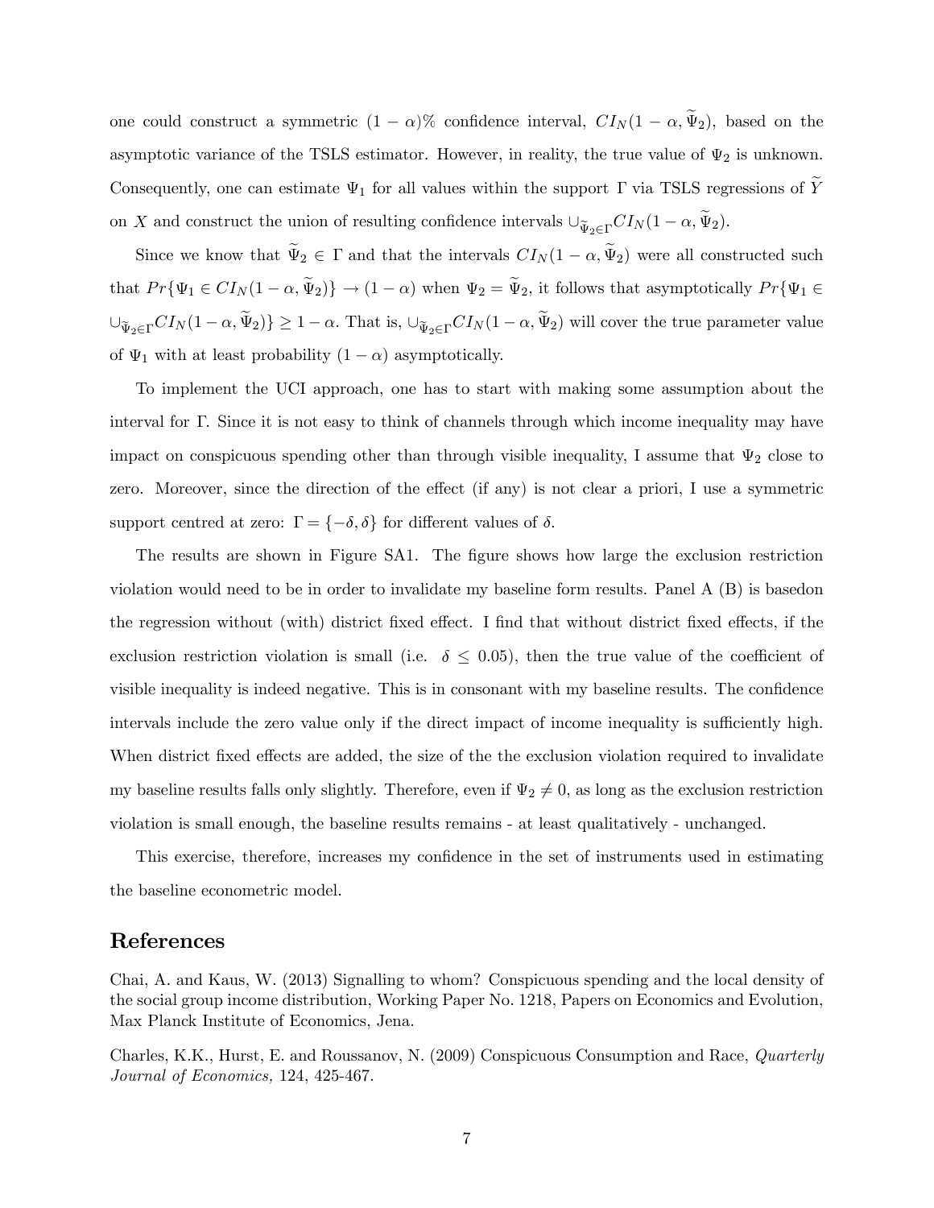one could construct a symmetric $(1 - \alpha)\%$ confidence interval, $CI_N(1 - \alpha, \widetilde{\Psi}_2)$, based on the asymptotic variance of the TSLS estimator. However, in reality, the true value of $\Psi_2$ is unknown. Consequently, one can estimate $\Psi_1$ for all values within the support $\Gamma$ via TSLS regressions of $\widetilde{Y}$ on $X$ and construct the union of resulting confidence intervals $\cup_{\widetilde{\Psi}_2 \in \Gamma} CI_N(1 - \alpha, \widetilde{\Psi}_2)$.

Since we know that $\widetilde{\Psi}_2 \in \Gamma$ and that the intervals $CI_N(1 - \alpha, \widetilde{\Psi}_2)$ were all constructed such that $Pr\{\Psi_1 \in CI_N(1 - \alpha, \widetilde{\Psi}_2)\} \rightarrow (1 - \alpha)$ when $\Psi_2 = \widetilde{\Psi}_2$, it follows that asymptotically $Pr\{\Psi_1 \in \cup_{\widetilde{\Psi}_2 \in \Gamma} CI_N(1 - \alpha, \widetilde{\Psi}_2)\} \geq 1 - \alpha$. That is, $\cup_{\widetilde{\Psi}_2 \in \Gamma} CI_N(1 - \alpha, \widetilde{\Psi}_2)$ will cover the true parameter value of $\Psi_1$ with at least probability $(1 - \alpha)$ asymptotically.

To implement the UCI approach, one has to start with making some assumption about the interval for $\Gamma$. Since it is not easy to think of channels through which income inequality may have impact on conspicuous spending other than through visible inequality, I assume that $\Psi_2$ close to zero. Moreover, since the direction of the effect (if any) is not clear a priori, I use a symmetric support centred at zero: $\Gamma = \{-\delta, \delta\}$ for different values of $\delta$.

The results are shown in Figure SA1. The figure shows how large the exclusion restriction violation would need to be in order to invalidate my baseline form results. Panel A (B) is basedon the regression without (with) district fixed effect. I find that without district fixed effects, if the exclusion restriction violation is small (i.e. $\delta \leq 0.05$), then the true value of the coefficient of visible inequality is indeed negative. This is in consonant with my baseline results. The confidence intervals include the zero value only if the direct impact of income inequality is sufficiently high. When district fixed effects are added, the size of the the exclusion violation required to invalidate my baseline results falls only slightly. Therefore, even if $\Psi_2 \neq 0$, as long as the exclusion restriction violation is small enough, the baseline results remains - at least qualitatively - unchanged.

This exercise, therefore, increases my confidence in the set of instruments used in estimating the baseline econometric model.

## References

Chai, A. and Kaus, W. (2013) Signalling to whom? Conspicuous spending and the local density of the social group income distribution, Working Paper No. 1218, Papers on Economics and Evolution, Max Planck Institute of Economics, Jena.

Charles, K.K., Hurst, E. and Roussanov, N. (2009) Conspicuous Consumption and Race, *Quarterly Journal of Economics,* 124, 425-467.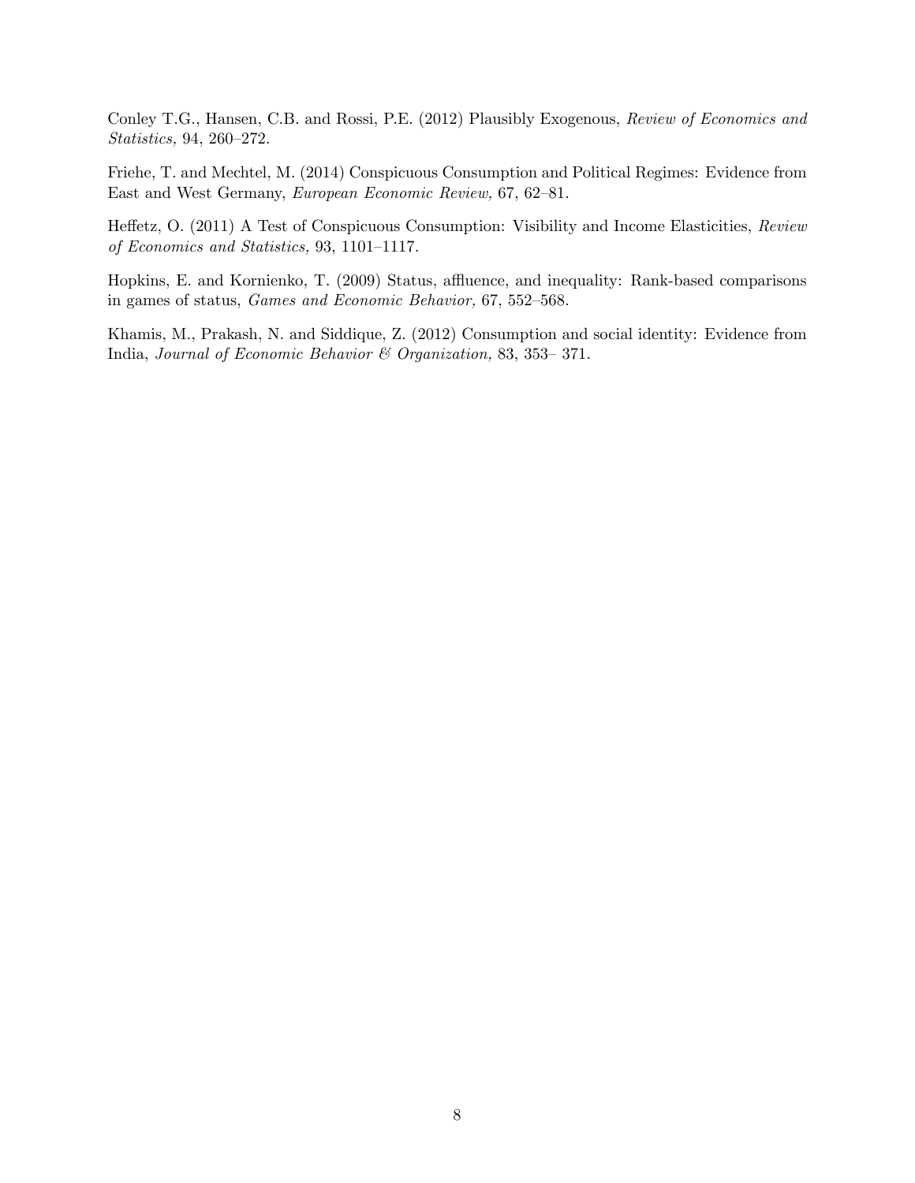Conley T.G., Hansen, C.B. and Rossi, P.E. (2012) Plausibly Exogenous, *Review of Economics and Statistics,* 94, 260–272.

Friehe, T. and Mechtel, M. (2014) Conspicuous Consumption and Political Regimes: Evidence from East and West Germany, *European Economic Review,* 67, 62–81.

Heffetz, O. (2011) A Test of Conspicuous Consumption: Visibility and Income Elasticities, *Review of Economics and Statistics,* 93, 1101–1117.

Hopkins, E. and Kornienko, T. (2009) Status, affluence, and inequality: Rank-based comparisons in games of status, *Games and Economic Behavior,* 67, 552–568.

Khamis, M., Prakash, N. and Siddique, Z. (2012) Consumption and social identity: Evidence from India, *Journal of Economic Behavior & Organization,* 83, 353– 371.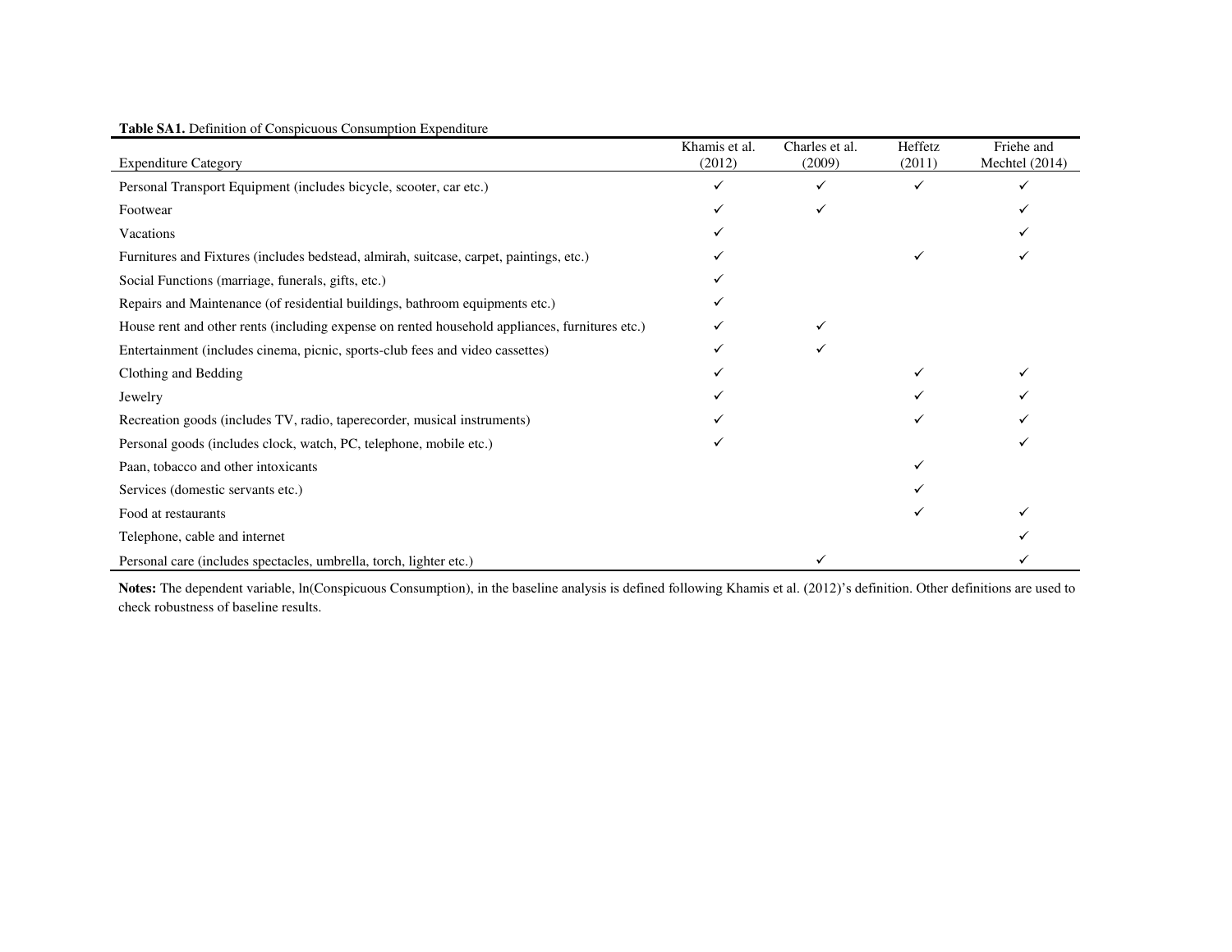**Table SA1.** Definition of Conspicuous Consumption Expenditure

| Expenditure Category | Khamis et al. (2012) | Charles et al. (2009) | Heffetz (2011) | Friehe and Mechtel (2014) |
|---|---|---|---|---|
| Personal Transport Equipment (includes bicycle, scooter, car etc.) | ✓ | ✓ | ✓ | ✓ |
| Footwear | ✓ | ✓ | | ✓ |
| Vacations | ✓ | | | ✓ |
| Furnitures and Fixtures (includes bedstead, almirah, suitcase, carpet, paintings, etc.) | ✓ | | ✓ | ✓ |
| Social Functions (marriage, funerals, gifts, etc.) | ✓ | | | |
| Repairs and Maintenance (of residential buildings, bathroom equipments etc.) | ✓ | | | |
| House rent and other rents (including expense on rented household appliances, furnitures etc.) | ✓ | ✓ | | |
| Entertainment (includes cinema, picnic, sports-club fees and video cassettes) | ✓ | ✓ | | |
| Clothing and Bedding | ✓ | | ✓ | ✓ |
| Jewelry | ✓ | | ✓ | ✓ |
| Recreation goods (includes TV, radio, taperecorder, musical instruments) | ✓ | | ✓ | ✓ |
| Personal goods (includes clock, watch, PC, telephone, mobile etc.) | ✓ | | | ✓ |
| Paan, tobacco and other intoxicants | | | ✓ | |
| Services (domestic servants etc.) | | | ✓ | |
| Food at restaurants | | | ✓ | ✓ |
| Telephone, cable and internet | | | | ✓ |
| Personal care (includes spectacles, umbrella, torch, lighter etc.) | | ✓ | | ✓ |

**Notes:** The dependent variable, ln(Conspicuous Consumption), in the baseline analysis is defined following Khamis et al. (2012)'s definition. Other definitions are used to check robustness of baseline results.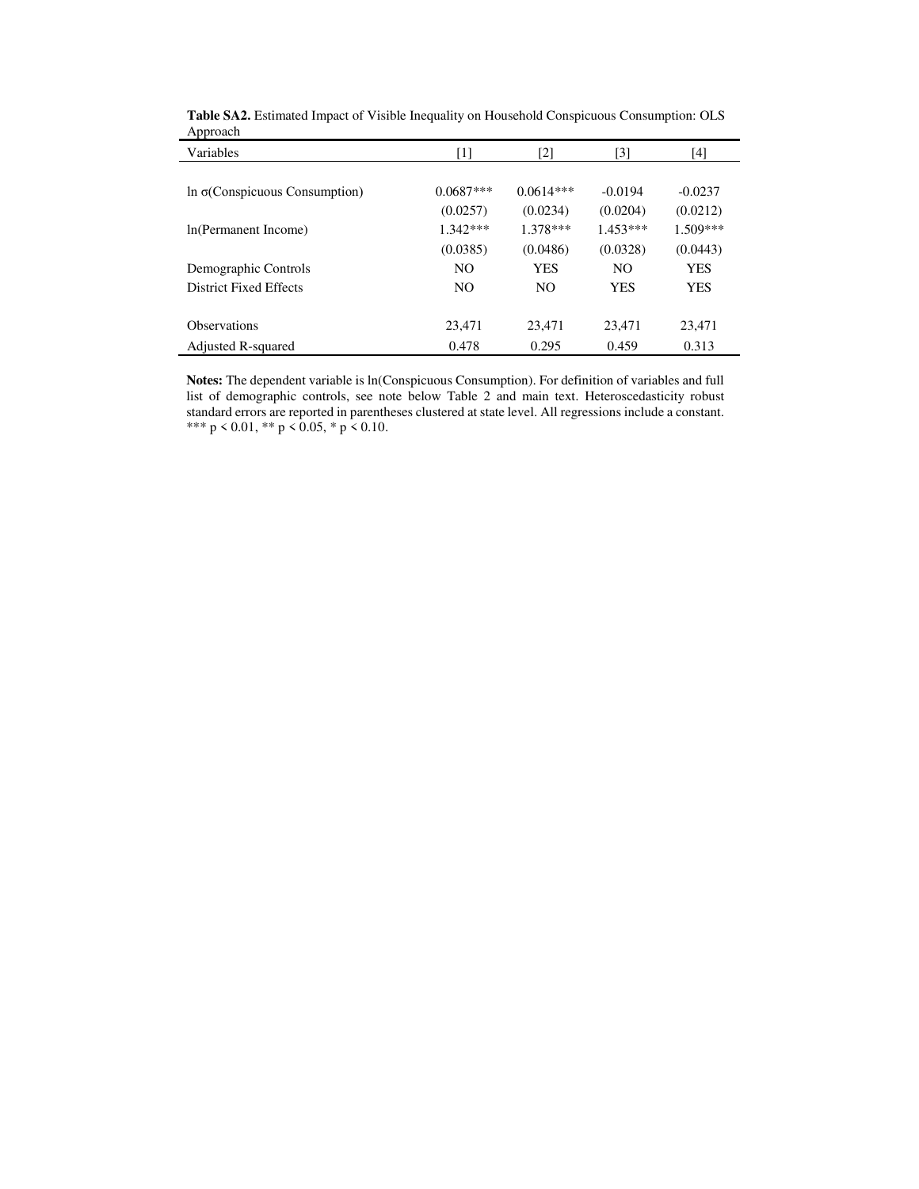**Table SA2.** Estimated Impact of Visible Inequality on Household Conspicuous Consumption: OLS Approach

| Variables | [1] | [2] | [3] | [4] |
|---|---|---|---|---|
| ln σ(Conspicuous Consumption) | 0.0687*** | 0.0614*** | -0.0194 | -0.0237 |
| | (0.0257) | (0.0234) | (0.0204) | (0.0212) |
| ln(Permanent Income) | 1.342*** | 1.378*** | 1.453*** | 1.509*** |
| | (0.0385) | (0.0486) | (0.0328) | (0.0443) |
| Demographic Controls | NO | YES | NO | YES |
| District Fixed Effects | NO | NO | YES | YES |
| Observations | 23,471 | 23,471 | 23,471 | 23,471 |
| Adjusted R-squared | 0.478 | 0.295 | 0.459 | 0.313 |

**Notes:** The dependent variable is ln(Conspicuous Consumption). For definition of variables and full list of demographic controls, see note below Table 2 and main text. Heteroscedasticity robust standard errors are reported in parentheses clustered at state level. All regressions include a constant. *** $p < 0.01$, ** $p < 0.05$, * $p < 0.10$.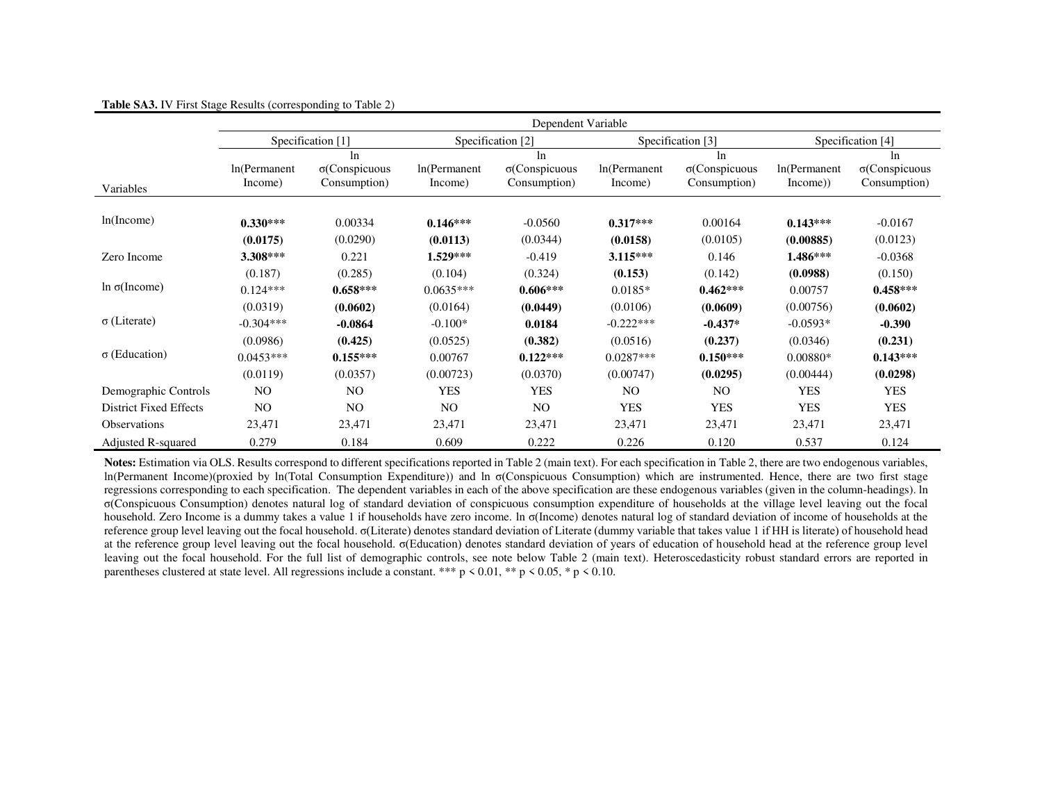**Table SA3.** IV First Stage Results (corresponding to Table 2)

| | Dependent Variable | | | | | | | |
|---|---|---|---|---|---|---|---|---|
| | Specification [1] | | Specification [2] | | Specification [3] | | Specification [4] | |
| Variables | ln(Permanent Income) | ln σ(Conspicuous Consumption) | ln(Permanent Income) | ln σ(Conspicuous Consumption) | ln(Permanent Income) | ln σ(Conspicuous Consumption) | ln(Permanent Income)) | ln σ(Conspicuous Consumption) |
| ln(Income) | **0.330*** ** | 0.00334 | **0.146*** ** | -0.0560 | **0.317*** ** | 0.00164 | **0.143*** ** | -0.0167 |
| | **(0.0175)** | (0.0290) | **(0.0113)** | (0.0344) | **(0.0158)** | (0.0105) | **(0.00885)** | (0.0123) |
| Zero Income | **3.308*** ** | 0.221 | **1.529*** ** | -0.419 | **3.115*** ** | 0.146 | **1.486*** ** | -0.0368 |
| | (0.187) | (0.285) | (0.104) | (0.324) | **(0.153)** | (0.142) | **(0.0988)** | (0.150) |
| ln σ(Income) | 0.124*** | **0.658*** ** | 0.0635*** | **0.606*** ** | 0.0185* | **0.462*** ** | 0.00757 | **0.458*** ** |
| | (0.0319) | **(0.0602)** | (0.0164) | **(0.0449)** | (0.0106) | **(0.0609)** | (0.00756) | **(0.0602)** |
| σ (Literate) | -0.304*** | **-0.0864** | -0.100* | **0.0184** | -0.222*** | **-0.437*** | -0.0593* | **-0.390** |
| | (0.0986) | **(0.425)** | (0.0525) | **(0.382)** | (0.0516) | **(0.237)** | (0.0346) | **(0.231)** |
| σ (Education) | 0.0453*** | **0.155*** ** | 0.00767 | **0.122*** ** | 0.0287*** | **0.150*** ** | 0.00880* | **0.143*** ** |
| | (0.0119) | (0.0357) | (0.00723) | (0.0370) | (0.00747) | **(0.0295)** | (0.00444) | **(0.0298)** |
| Demographic Controls | NO | NO | YES | YES | NO | NO | YES | YES |
| District Fixed Effects | NO | NO | NO | NO | YES | YES | YES | YES |
| Observations | 23,471 | 23,471 | 23,471 | 23,471 | 23,471 | 23,471 | 23,471 | 23,471 |
| Adjusted R-squared | 0.279 | 0.184 | 0.609 | 0.222 | 0.226 | 0.120 | 0.537 | 0.124 |

**Notes:** Estimation via OLS. Results correspond to different specifications reported in Table 2 (main text). For each specification in Table 2, there are two endogenous variables, ln(Permanent Income)(proxied by ln(Total Consumption Expenditure)) and ln σ(Conspicuous Consumption) which are instrumented. Hence, there are two first stage regressions corresponding to each specification. The dependent variables in each of the above specification are these endogenous variables (given in the column-headings). ln σ(Conspicuous Consumption) denotes natural log of standard deviation of conspicuous consumption expenditure of households at the village level leaving out the focal household. Zero Income is a dummy takes a value 1 if households have zero income. ln σ(Income) denotes natural log of standard deviation of income of households at the reference group level leaving out the focal household. σ(Literate) denotes standard deviation of Literate (dummy variable that takes value 1 if HH is literate) of household head at the reference group level leaving out the focal household. σ(Education) denotes standard deviation of years of education of household head at the reference group level leaving out the focal household. For the full list of demographic controls, see note below Table 2 (main text). Heteroscedasticity robust standard errors are reported in parentheses clustered at state level. All regressions include a constant. *** p < 0.01, ** p < 0.05, * p < 0.10.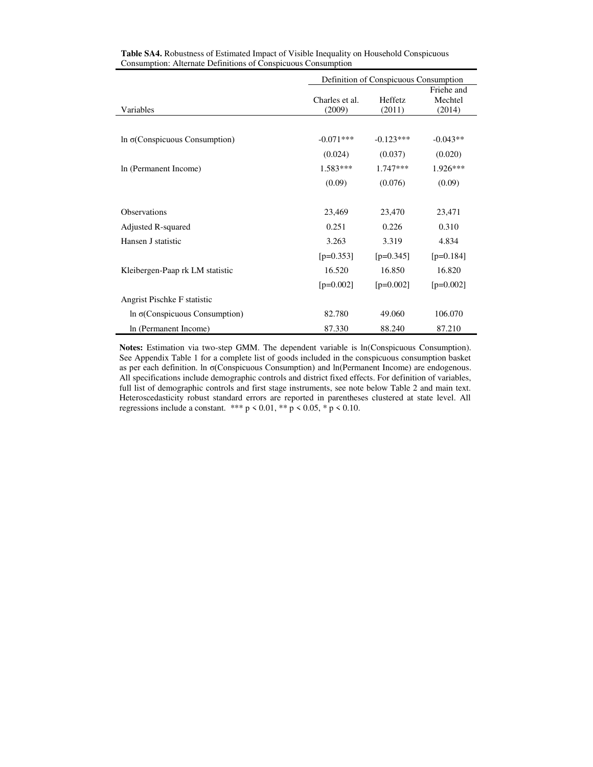**Table SA4.** Robustness of Estimated Impact of Visible Inequality on Household Conspicuous Consumption: Alternate Definitions of Conspicuous Consumption

| | Definition of Conspicuous Consumption | | |
|---|---|---|---|
| Variables | Charles et al. (2009) | Heffetz (2011) | Friehe and Mechtel (2014) |
| ln σ(Conspicuous Consumption) | -0.071*** | -0.123*** | -0.043** |
| | (0.024) | (0.037) | (0.020) |
| ln (Permanent Income) | 1.583*** | 1.747*** | 1.926*** |
| | (0.09) | (0.076) | (0.09) |
| Observations | 23,469 | 23,470 | 23,471 |
| Adjusted R-squared | 0.251 | 0.226 | 0.310 |
| Hansen J statistic | 3.263 | 3.319 | 4.834 |
| | [p=0.353] | [p=0.345] | [p=0.184] |
| Kleibergen-Paap rk LM statistic | 16.520 | 16.850 | 16.820 |
| | [p=0.002] | [p=0.002] | [p=0.002] |
| Angrist Pischke F statistic | | | |
| ln σ(Conspicuous Consumption) | 82.780 | 49.060 | 106.070 |
| ln (Permanent Income) | 87.330 | 88.240 | 87.210 |

**Notes:** Estimation via two-step GMM. The dependent variable is ln(Conspicuous Consumption). See Appendix Table 1 for a complete list of goods included in the conspicuous consumption basket as per each definition. ln σ(Conspicuous Consumption) and ln(Permanent Income) are endogenous. All specifications include demographic controls and district fixed effects. For definition of variables, full list of demographic controls and first stage instruments, see note below Table 2 and main text. Heteroscedasticity robust standard errors are reported in parentheses clustered at state level. All regressions include a constant. *** $p < 0.01$, ** $p < 0.05$, * $p < 0.10$.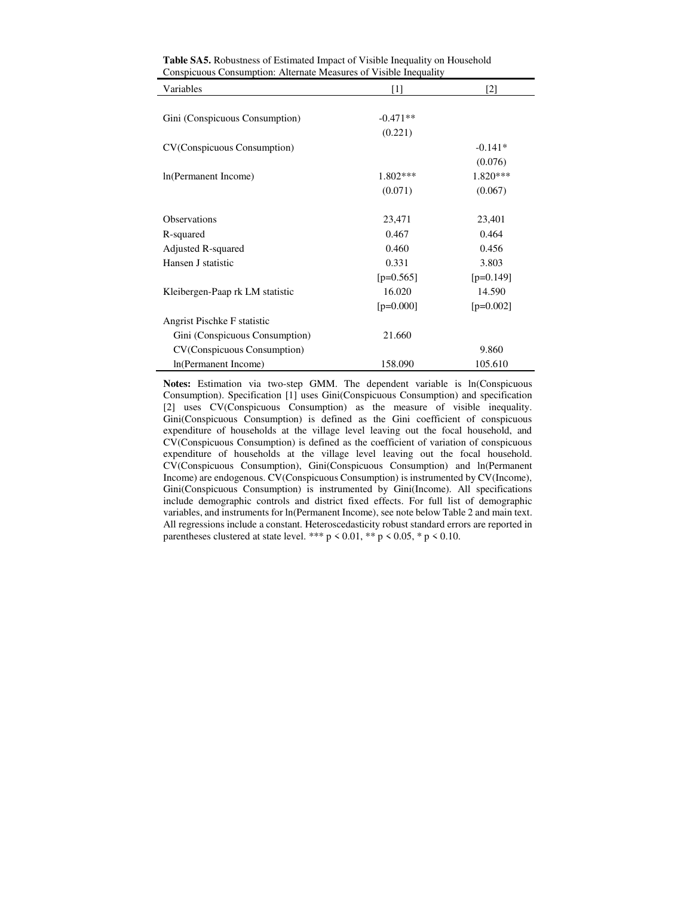**Table SA5.** Robustness of Estimated Impact of Visible Inequality on Household Conspicuous Consumption: Alternate Measures of Visible Inequality

| Variables | [1] | [2] |
|---|---|---|
| Gini (Conspicuous Consumption) | -0.471** | |
| | (0.221) | |
| CV(Conspicuous Consumption) | | -0.141* |
| | | (0.076) |
| ln(Permanent Income) | 1.802*** | 1.820*** |
| | (0.071) | (0.067) |
| Observations | 23,471 | 23,401 |
| R-squared | 0.467 | 0.464 |
| Adjusted R-squared | 0.460 | 0.456 |
| Hansen J statistic | 0.331 | 3.803 |
| | [p=0.565] | [p=0.149] |
| Kleibergen-Paap rk LM statistic | 16.020 | 14.590 |
| | [p=0.000] | [p=0.002] |
| Angrist Pischke F statistic | | |
| Gini (Conspicuous Consumption) | 21.660 | |
| CV(Conspicuous Consumption) | | 9.860 |
| ln(Permanent Income) | 158.090 | 105.610 |

**Notes:** Estimation via two-step GMM. The dependent variable is ln(Conspicuous Consumption). Specification [1] uses Gini(Conspicuous Consumption) and specification [2] uses CV(Conspicuous Consumption) as the measure of visible inequality. Gini(Conspicuous Consumption) is defined as the Gini coefficient of conspicuous expenditure of households at the village level leaving out the focal household, and CV(Conspicuous Consumption) is defined as the coefficient of variation of conspicuous expenditure of households at the village level leaving out the focal household. CV(Conspicuous Consumption), Gini(Conspicuous Consumption) and ln(Permanent Income) are endogenous. CV(Conspicuous Consumption) is instrumented by CV(Income), Gini(Conspicuous Consumption) is instrumented by Gini(Income). All specifications include demographic controls and district fixed effects. For full list of demographic variables, and instruments for ln(Permanent Income), see note below Table 2 and main text. All regressions include a constant. Heteroscedasticity robust standard errors are reported in parentheses clustered at state level. *** $p < 0.01$, ** $p < 0.05$, * $p < 0.10$.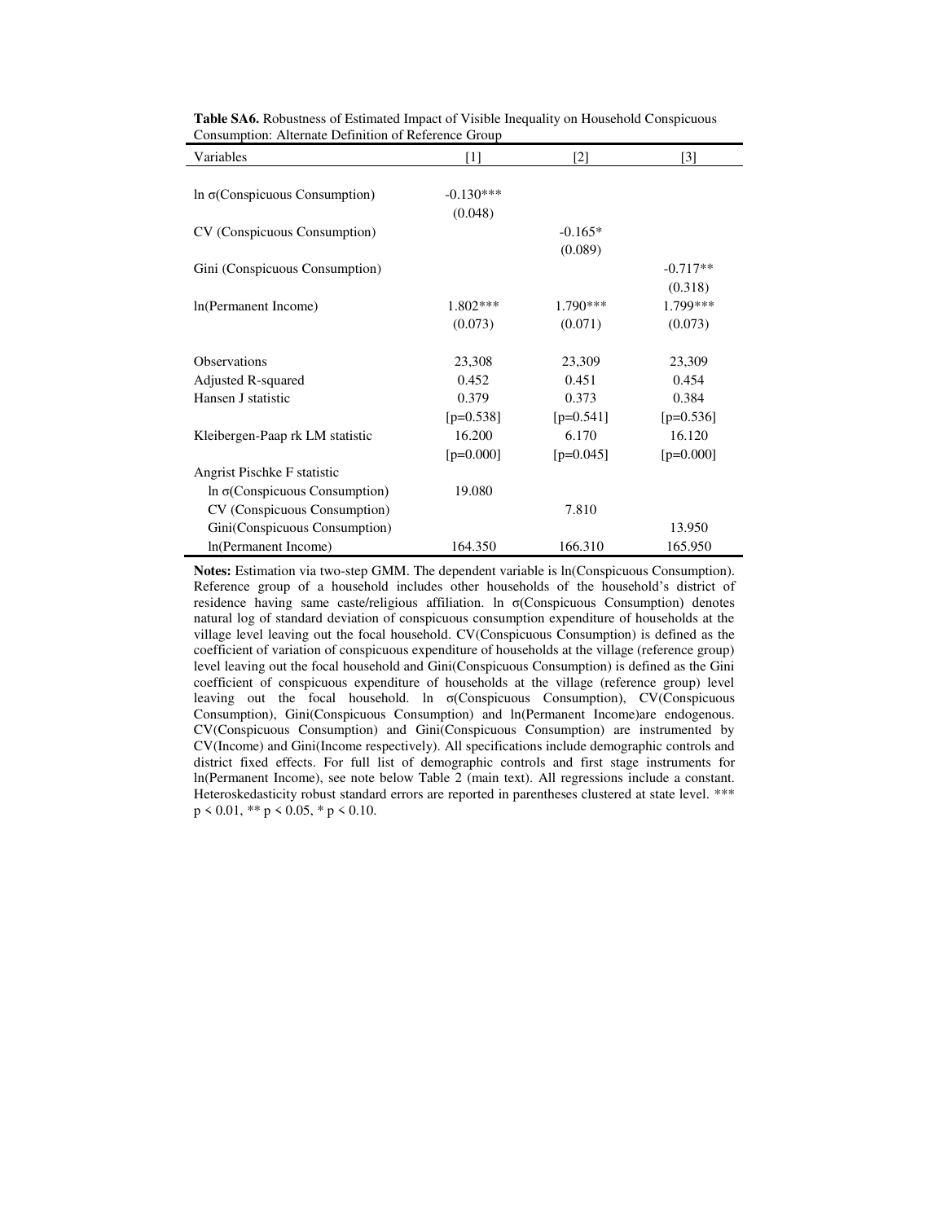**Table SA6.** Robustness of Estimated Impact of Visible Inequality on Household Conspicuous Consumption: Alternate Definition of Reference Group

| Variables | [1] | [2] | [3] |
|---|---|---|---|
| ln σ(Conspicuous Consumption) | -0.130*** | | |
| | (0.048) | | |
| CV (Conspicuous Consumption) | | -0.165* | |
| | | (0.089) | |
| Gini (Conspicuous Consumption) | | | -0.717** |
| | | | (0.318) |
| ln(Permanent Income) | 1.802*** | 1.790*** | 1.799*** |
| | (0.073) | (0.071) | (0.073) |
| Observations | 23,308 | 23,309 | 23,309 |
| Adjusted R-squared | 0.452 | 0.451 | 0.454 |
| Hansen J statistic | 0.379 | 0.373 | 0.384 |
| | [p=0.538] | [p=0.541] | [p=0.536] |
| Kleibergen-Paap rk LM statistic | 16.200 | 6.170 | 16.120 |
| | [p=0.000] | [p=0.045] | [p=0.000] |
| Angrist Pischke F statistic | | | |
| ln σ(Conspicuous Consumption) | 19.080 | | |
| CV (Conspicuous Consumption) | | 7.810 | |
| Gini(Conspicuous Consumption) | | | 13.950 |
| ln(Permanent Income) | 164.350 | 166.310 | 165.950 |

**Notes:** Estimation via two-step GMM. The dependent variable is ln(Conspicuous Consumption). Reference group of a household includes other households of the household's district of residence having same caste/religious affiliation. ln σ(Conspicuous Consumption) denotes natural log of standard deviation of conspicuous consumption expenditure of households at the village level leaving out the focal household. CV(Conspicuous Consumption) is defined as the coefficient of variation of conspicuous expenditure of households at the village (reference group) level leaving out the focal household and Gini(Conspicuous Consumption) is defined as the Gini coefficient of conspicuous expenditure of households at the village (reference group) level leaving out the focal household. ln σ(Conspicuous Consumption), CV(Conspicuous Consumption), Gini(Conspicuous Consumption) and ln(Permanent Income)are endogenous. CV(Conspicuous Consumption) and Gini(Conspicuous Consumption) are instrumented by CV(Income) and Gini(Income respectively). All specifications include demographic controls and district fixed effects. For full list of demographic controls and first stage instruments for ln(Permanent Income), see note below Table 2 (main text). All regressions include a constant. Heteroskedasticity robust standard errors are reported in parentheses clustered at state level. *** $p < 0.01$, ** $p < 0.05$, * $p < 0.10$.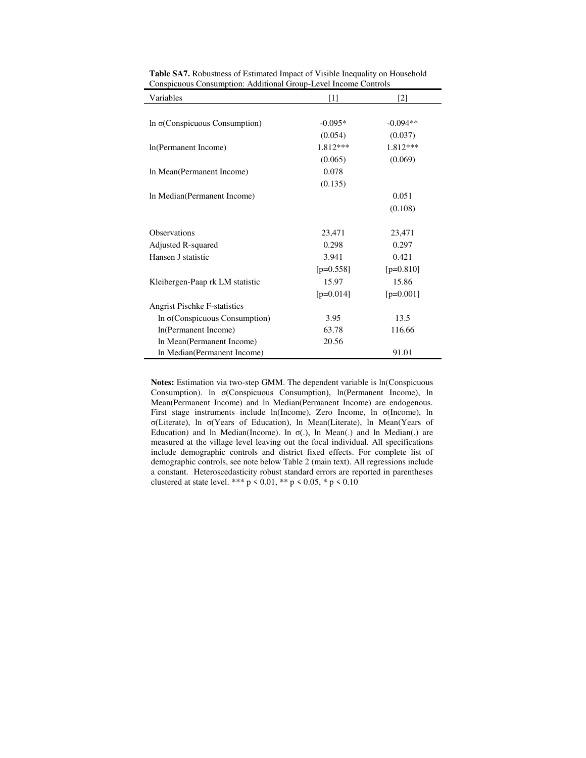**Table SA7.** Robustness of Estimated Impact of Visible Inequality on Household Conspicuous Consumption: Additional Group-Level Income Controls

| Variables | [1] | [2] |
|---|---|---|
| ln σ(Conspicuous Consumption) | -0.095* | -0.094** |
| | (0.054) | (0.037) |
| ln(Permanent Income) | 1.812*** | 1.812*** |
| | (0.065) | (0.069) |
| ln Mean(Permanent Income) | 0.078 | |
| | (0.135) | |
| ln Median(Permanent Income) | | 0.051 |
| | | (0.108) |
| Observations | 23,471 | 23,471 |
| Adjusted R-squared | 0.298 | 0.297 |
| Hansen J statistic | 3.941 | 0.421 |
| | [p=0.558] | [p=0.810] |
| Kleibergen-Paap rk LM statistic | 15.97 | 15.86 |
| | [p=0.014] | [p=0.001] |
| Angrist Pischke F-statistics | | |
| ln σ(Conspicuous Consumption) | 3.95 | 13.5 |
| ln(Permanent Income) | 63.78 | 116.66 |
| ln Mean(Permanent Income) | 20.56 | |
| ln Median(Permanent Income) | | 91.01 |

**Notes:** Estimation via two-step GMM. The dependent variable is ln(Conspicuous Consumption). ln σ(Conspicuous Consumption), ln(Permanent Income), ln Mean(Permanent Income) and ln Median(Permanent Income) are endogenous. First stage instruments include ln(Income), Zero Income, ln σ(Income), ln σ(Literate), ln σ(Years of Education), ln Mean(Literate), ln Mean(Years of Education) and ln Median(Income). ln σ(.), ln Mean(.) and ln Median(.) are measured at the village level leaving out the focal individual. All specifications include demographic controls and district fixed effects. For complete list of demographic controls, see note below Table 2 (main text). All regressions include a constant. Heteroscedasticity robust standard errors are reported in parentheses clustered at state level. *** $p < 0.01$, ** $p < 0.05$, * $p < 0.10$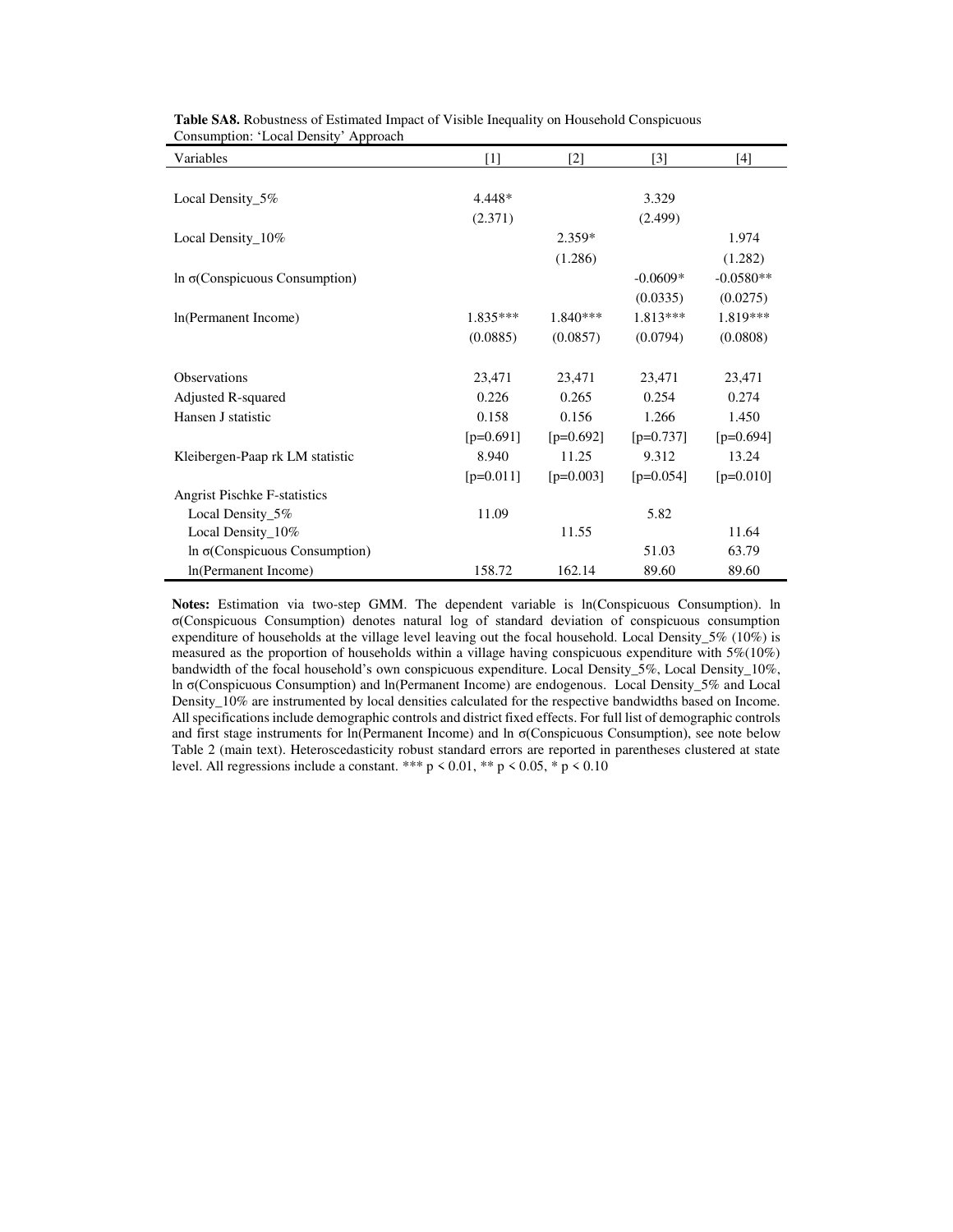**Table SA8.** Robustness of Estimated Impact of Visible Inequality on Household Conspicuous Consumption: 'Local Density' Approach

| Variables | [1] | [2] | [3] | [4] |
|---|---|---|---|---|
| Local Density_5% | 4.448* | | 3.329 | |
| | (2.371) | | (2.499) | |
| Local Density_10% | | 2.359* | | 1.974 |
| | | (1.286) | | (1.282) |
| ln σ(Conspicuous Consumption) | | | -0.0609* | -0.0580** |
| | | | (0.0335) | (0.0275) |
| ln(Permanent Income) | 1.835*** | 1.840*** | 1.813*** | 1.819*** |
| | (0.0885) | (0.0857) | (0.0794) | (0.0808) |
| Observations | 23,471 | 23,471 | 23,471 | 23,471 |
| Adjusted R-squared | 0.226 | 0.265 | 0.254 | 0.274 |
| Hansen J statistic | 0.158 | 0.156 | 1.266 | 1.450 |
| | [p=0.691] | [p=0.692] | [p=0.737] | [p=0.694] |
| Kleibergen-Paap rk LM statistic | 8.940 | 11.25 | 9.312 | 13.24 |
| | [p=0.011] | [p=0.003] | [p=0.054] | [p=0.010] |
| Angrist Pischke F-statistics | | | | |
| Local Density_5% | 11.09 | | 5.82 | |
| Local Density_10% | | 11.55 | | 11.64 |
| ln σ(Conspicuous Consumption) | | | 51.03 | 63.79 |
| ln(Permanent Income) | 158.72 | 162.14 | 89.60 | 89.60 |

**Notes:** Estimation via two-step GMM. The dependent variable is ln(Conspicuous Consumption). ln σ(Conspicuous Consumption) denotes natural log of standard deviation of conspicuous consumption expenditure of households at the village level leaving out the focal household. Local Density_5% (10%) is measured as the proportion of households within a village having conspicuous expenditure with 5%(10%) bandwidth of the focal household's own conspicuous expenditure. Local Density_5%, Local Density_10%, ln σ(Conspicuous Consumption) and ln(Permanent Income) are endogenous. Local Density_5% and Local Density_10% are instrumented by local densities calculated for the respective bandwidths based on Income. All specifications include demographic controls and district fixed effects. For full list of demographic controls and first stage instruments for ln(Permanent Income) and ln σ(Conspicuous Consumption), see note below Table 2 (main text). Heteroscedasticity robust standard errors are reported in parentheses clustered at state level. All regressions include a constant. *** $p < 0.01$, ** $p < 0.05$, * $p < 0.10$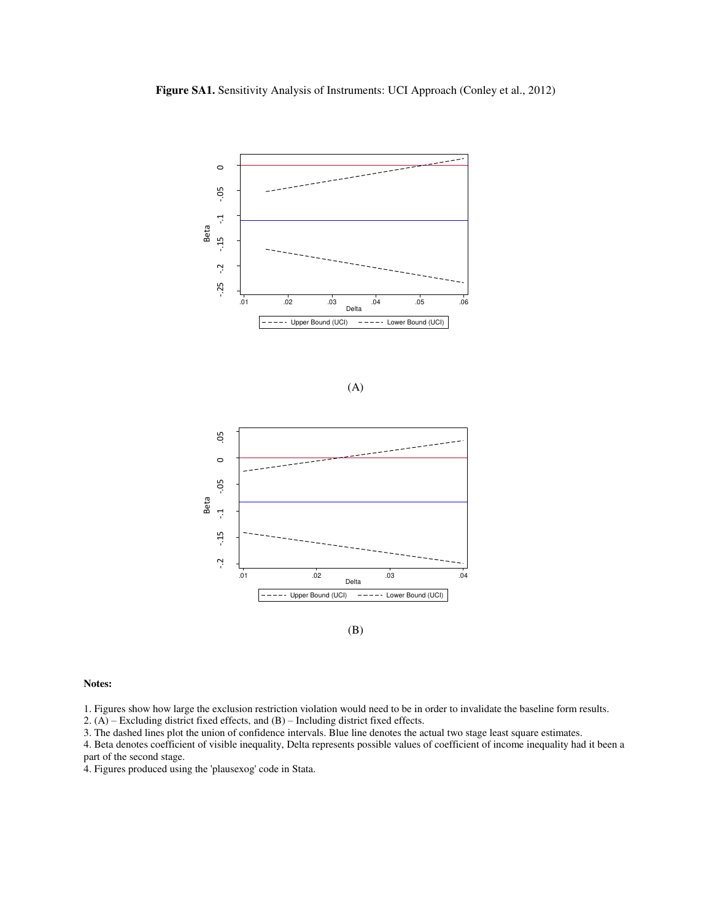**Figure SA1.** Sensitivity Analysis of Instruments: UCI Approach (Conley et al., 2012)

Beta

0
-.05
-.1
-.15
-.2
-.25

.01 .02 .03 .04 .05 .06

Delta

Upper Bound (UCI) Lower Bound (UCI)

(A)

Beta

.05
0
-.05
-.1
-.15
-.2

.01 .02 .03 .04

Delta

Upper Bound (UCI) Lower Bound (UCI)

(B)

**Notes:**

1. Figures show how large the exclusion restriction violation would need to be in order to invalidate the baseline form results.
2. (A) – Excluding district fixed effects, and (B) – Including district fixed effects.
3. The dashed lines plot the union of confidence intervals. Blue line denotes the actual two stage least square estimates.
4. Beta denotes coefficient of visible inequality, Delta represents possible values of coefficient of income inequality had it been a part of the second stage.
4. Figures produced using the 'plausexog' code in Stata.